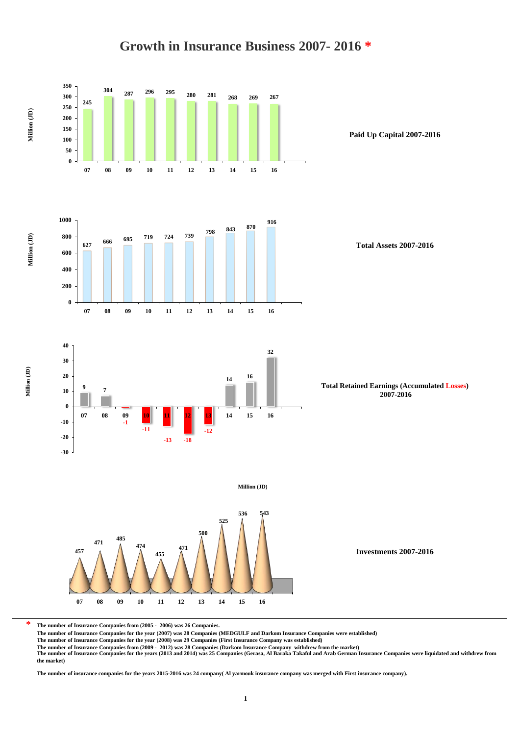# Growth in Insurance Business 2007- 2016 *

**Paid Up Capital 2007-2016** (Million (JD))

| 07 | 08 | 09 | 10 | 11 | 12 | 13 | 14 | 15 | 16 |
|---|---|---|---|---|---|---|---|---|---|
| 245 | 304 | 287 | 296 | 295 | 280 | 281 | 268 | 269 | 267 |

**Total Assets 2007-2016** (Million (JD))

| 07 | 08 | 09 | 10 | 11 | 12 | 13 | 14 | 15 | 16 |
|---|---|---|---|---|---|---|---|---|---|
| 627 | 666 | 695 | 719 | 724 | 739 | 798 | 843 | 870 | 916 |

**Total Retained Earnings (Accumulated Losses) 2007-2016** (Million (JD))

| 07 | 08 | 09 | 10 | 11 | 12 | 13 | 14 | 15 | 16 |
|---|---|---|---|---|---|---|---|---|---|
| 9 | 7 | -1 | -11 | -13 | -18 | -12 | 14 | 16 | 32 |

**Investments 2007-2016** (Million (JD))

| 07 | 08 | 09 | 10 | 11 | 12 | 13 | 14 | 15 | 16 |
|---|---|---|---|---|---|---|---|---|---|
| 457 | 471 | 485 | 474 | 455 | 471 | 500 | 525 | 536 | 543 |

---

* The number of Insurance Companies from (2005 - 2006) was 26 Companies.
The number of Insurance Companies for the year (2007) was 28 Companies (MEDGULF and Darkom Insurance Companies were established)
The number of Insurance Companies for the year (2008) was 29 Companies (First Insurance Company was established)
The number of Insurance Companies from (2009 - 2012) was 28 Companies (Darkom Insurance Company withdrew from the market)
The number of Insurance Companies for the years (2013 and 2014) was 25 Companies (Gerasa, Al Baraka Takaful and Arab German Insurance Companies were liquidated and withdrew from the market)

The number of insurance companies for the years 2015-2016 was 24 company( Al yarmouk insurance company was merged with First insurance company).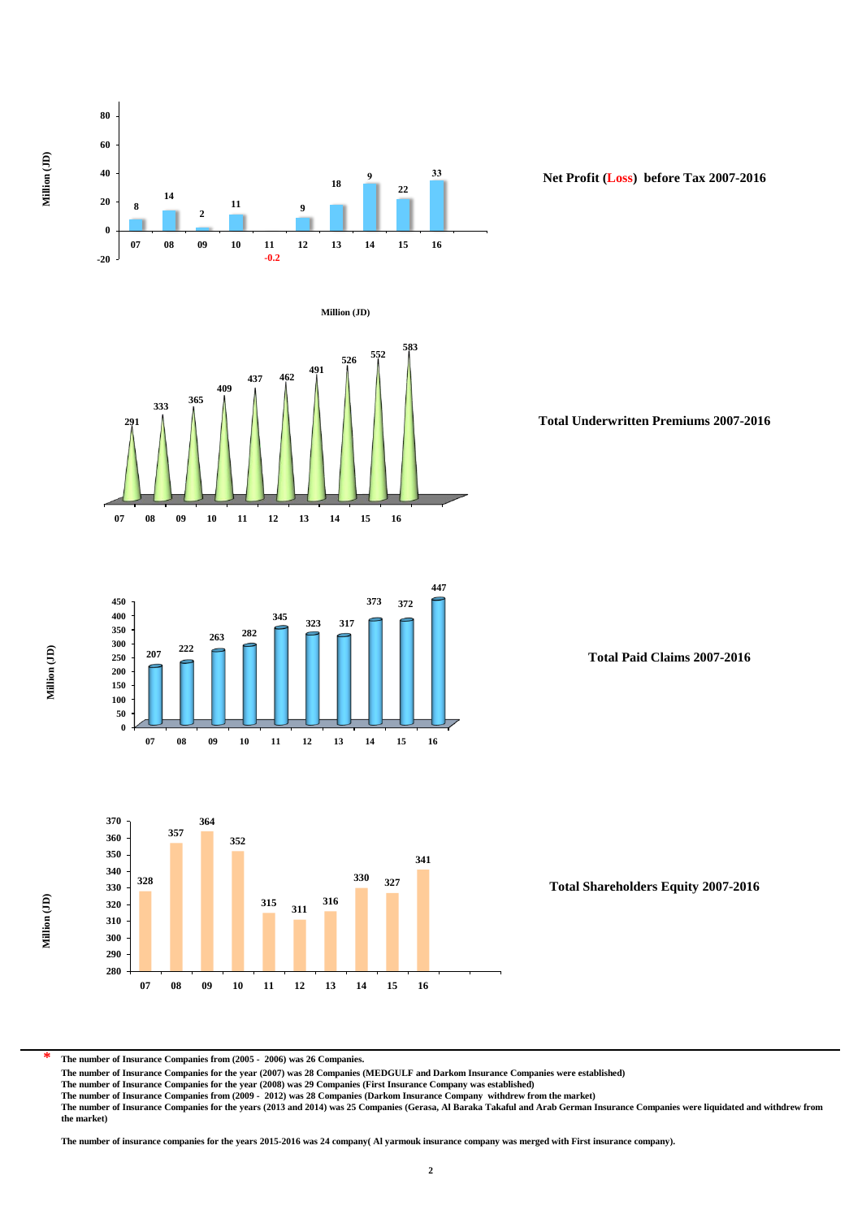## Net Profit (Loss) before Tax 2007-2016

Million (JD)

| Year | 07 | 08 | 09 | 10 | 11 | 12 | 13 | 14 | 15 | 16 |
|---|---|---|---|---|---|---|---|---|---|---|
| Net Profit (Loss) | 8 | 14 | 2 | 11 | -0.2 | 9 | 18 | 9 | 22 | 33 |

## Total Underwritten Premiums 2007-2016

Million (JD)

| Year | 07 | 08 | 09 | 10 | 11 | 12 | 13 | 14 | 15 | 16 |
|---|---|---|---|---|---|---|---|---|---|---|
| Premiums | 291 | 333 | 365 | 409 | 437 | 462 | 491 | 526 | 552 | 583 |

## Total Paid Claims 2007-2016

Million (JD)

| Year | 07 | 08 | 09 | 10 | 11 | 12 | 13 | 14 | 15 | 16 |
|---|---|---|---|---|---|---|---|---|---|---|
| Paid Claims | 207 | 222 | 263 | 282 | 345 | 323 | 317 | 373 | 372 | 447 |

## Total Shareholders Equity 2007-2016

Million (JD)

| Year | 07 | 08 | 09 | 10 | 11 | 12 | 13 | 14 | 15 | 16 |
|---|---|---|---|---|---|---|---|---|---|---|
| Shareholders Equity | 328 | 357 | 364 | 352 | 315 | 311 | 316 | 330 | 327 | 341 |

---

**\* The number of Insurance Companies from (2005 - 2006) was 26 Companies.**

**The number of Insurance Companies for the year (2007) was 28 Companies (MEDGULF and Darkom Insurance Companies were established)**

**The number of Insurance Companies for the year (2008) was 29 Companies (First Insurance Company was established)**

**The number of Insurance Companies from (2009 - 2012) was 28 Companies (Darkom Insurance Company withdrew from the market)**

**The number of Insurance Companies for the years (2013 and 2014) was 25 Companies (Gerasa, Al Baraka Takaful and Arab German Insurance Companies were liquidated and withdrew from the market)**

**The number of insurance companies for the years 2015-2016 was 24 company( Al yarmouk insurance company was merged with First insurance company).**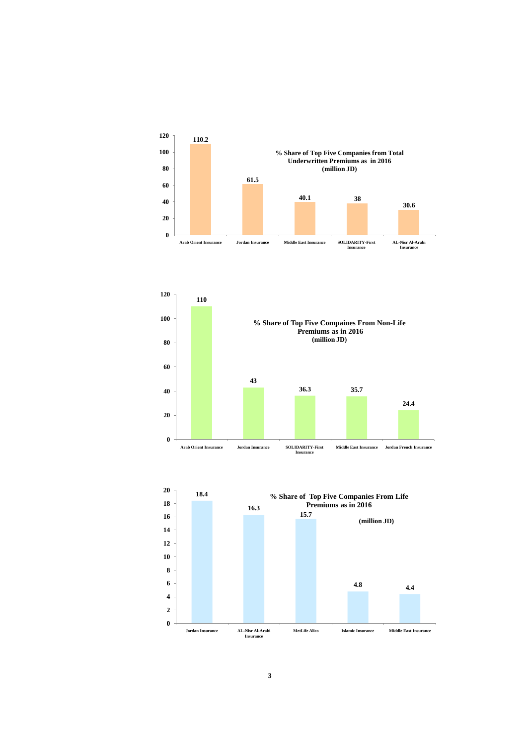**% Share of Top Five Companies from Total Underwritten Premiums as in 2016 (million JD)**

| Company | Value |
|---|---|
| Arab Orient Insurance | 110.2 |
| Jordan Insurance | 61.5 |
| Middle East Insurance | 40.1 |
| SOLIDARITY-First Insurance | 38 |
| AL-Nisr Al-Arabi Insurance | 30.6 |

**% Share of Top Five Compaines From Non-Life Premiums as in 2016 (million JD)**

| Company | Value |
|---|---|
| Arab Orient Insurance | 110 |
| Jordan Insurance | 43 |
| SOLIDARITY-First Insurance | 36.3 |
| Middle East Insurance | 35.7 |
| Jordan French Insurance | 24.4 |

**% Share of Top Five Companies From Life Premiums as in 2016 (million JD)**

| Company | Value |
|---|---|
| Jordan Insurance | 18.4 |
| AL-Nisr Al-Arabi Insurance | 16.3 |
| MetLife Alico | 15.7 |
| Islamic Insurance | 4.8 |
| Middle East Insurance | 4.4 |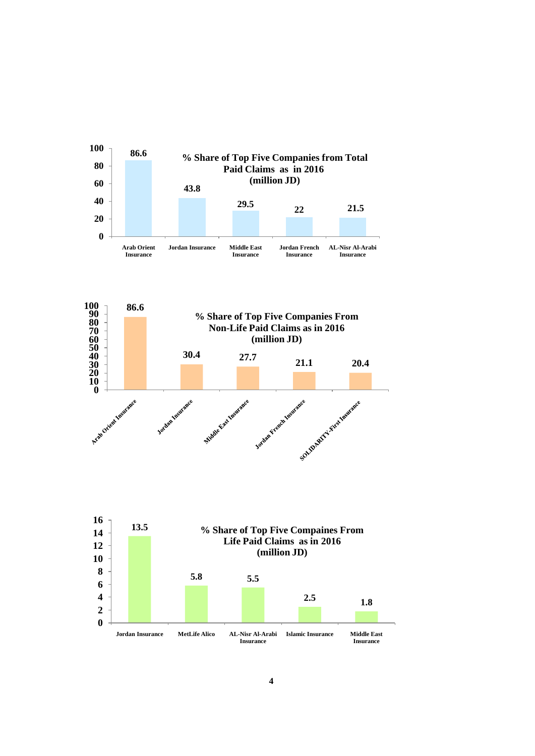**% Share of Top Five Companies from Total Paid Claims as in 2016 (million JD)**

| Company | Value |
|---|---|
| Arab Orient Insurance | 86.6 |
| Jordan Insurance | 43.8 |
| Middle East Insurance | 29.5 |
| Jordan French Insurance | 22 |
| AL-Nisr Al-Arabi Insurance | 21.5 |

**% Share of Top Five Companies From Non-Life Paid Claims as in 2016 (million JD)**

| Company | Value |
|---|---|
| Arab Orient Insurance | 86.6 |
| Jordan Insurance | 30.4 |
| Middle East Insurance | 27.7 |
| Jordan French Insurance | 21.1 |
| SOLIDARITY-First Insurance | 20.4 |

**% Share of Top Five Compaines From Life Paid Claims as in 2016 (million JD)**

| Company | Value |
|---|---|
| Jordan Insurance | 13.5 |
| MetLife Alico | 5.8 |
| AL-Nisr Al-Arabi Insurance | 5.5 |
| Islamic Insurance | 2.5 |
| Middle East Insurance | 1.8 |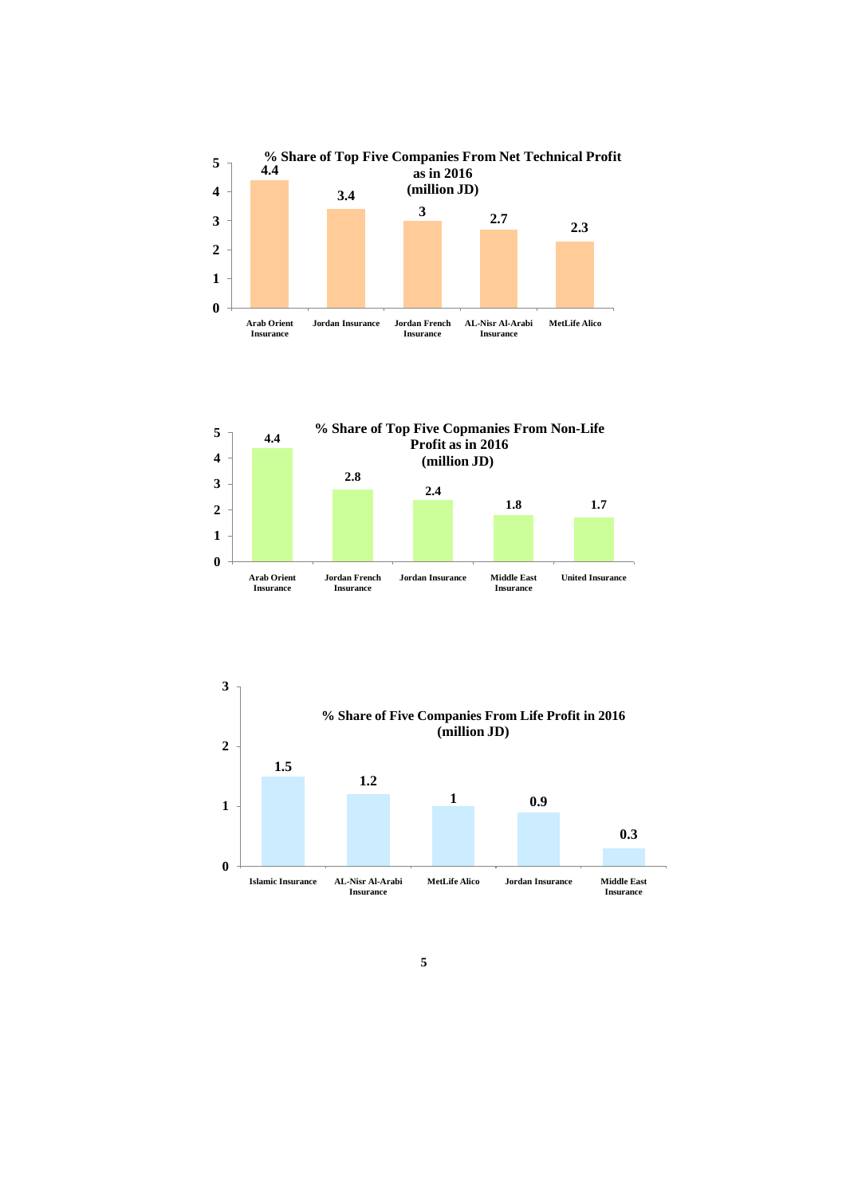**% Share of Top Five Companies From Net Technical Profit as in 2016 (million JD)**

| Company | Value |
|---|---|
| Arab Orient Insurance | 4.4 |
| Jordan Insurance | 3.4 |
| Jordan French Insurance | 3 |
| AL-Nisr Al-Arabi Insurance | 2.7 |
| MetLife Alico | 2.3 |

**% Share of Top Five Copmanies From Non-Life Profit as in 2016 (million JD)**

| Company | Value |
|---|---|
| Arab Orient Insurance | 4.4 |
| Jordan French Insurance | 2.8 |
| Jordan Insurance | 2.4 |
| Middle East Insurance | 1.8 |
| United Insurance | 1.7 |

**% Share of Five Companies From Life Profit in 2016 (million JD)**

| Company | Value |
|---|---|
| Islamic Insurance | 1.5 |
| AL-Nisr Al-Arabi Insurance | 1.2 |
| MetLife Alico | 1 |
| Jordan Insurance | 0.9 |
| Middle East Insurance | 0.3 |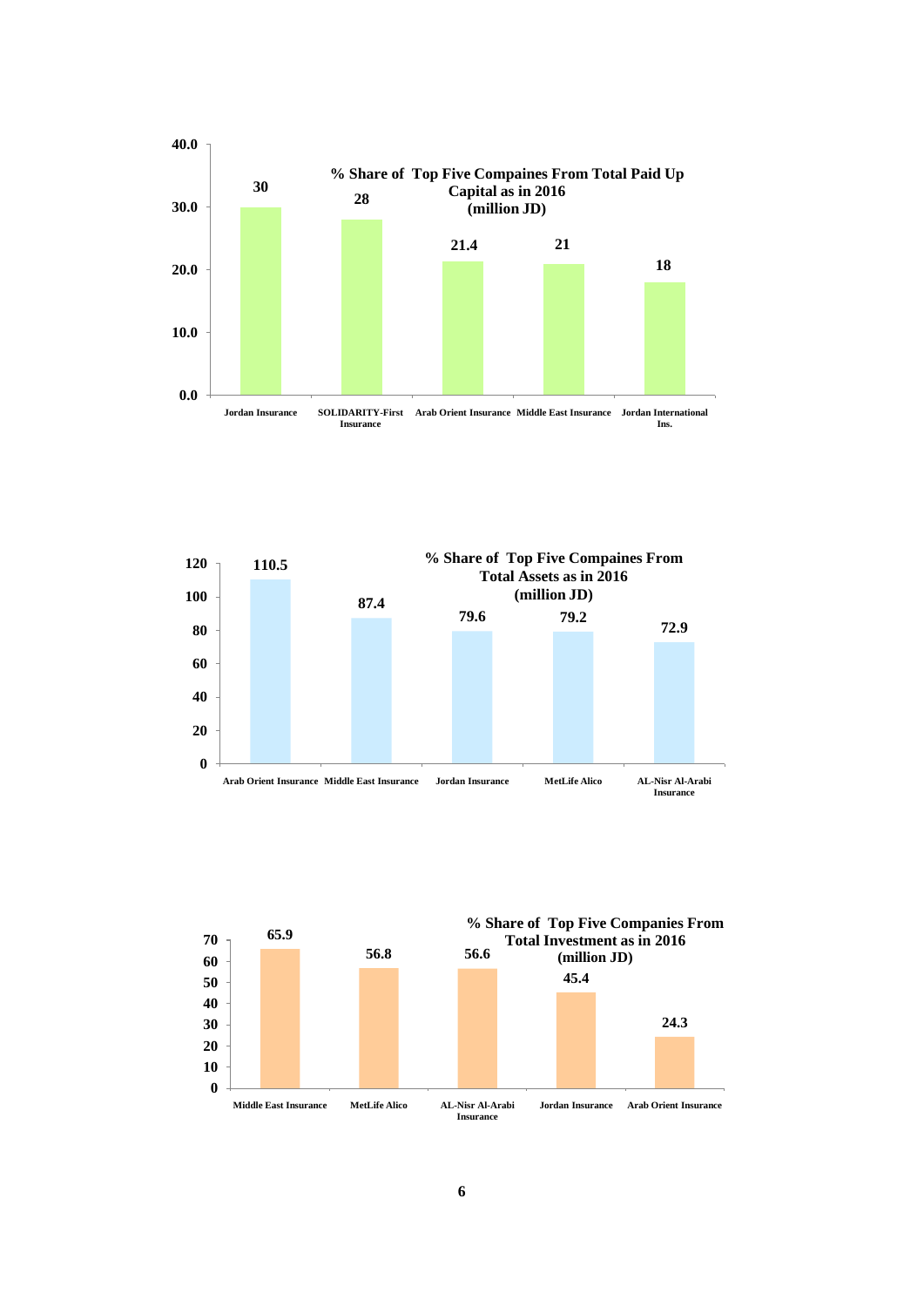**% Share of Top Five Compaines From Total Paid Up Capital as in 2016 (million JD)**

| Company | Value |
|---|---|
| Jordan Insurance | 30 |
| SOLIDARITY-First Insurance | 28 |
| Arab Orient Insurance | 21.4 |
| Middle East Insurance | 21 |
| Jordan International Ins. | 18 |

**% Share of Top Five Compaines From Total Assets as in 2016 (million JD)**

| Company | Value |
|---|---|
| Arab Orient Insurance | 110.5 |
| Middle East Insurance | 87.4 |
| Jordan Insurance | 79.6 |
| MetLife Alico | 79.2 |
| AL-Nisr Al-Arabi Insurance | 72.9 |

**% Share of Top Five Companies From Total Investment as in 2016 (million JD)**

| Company | Value |
|---|---|
| Middle East Insurance | 65.9 |
| MetLife Alico | 56.8 |
| AL-Nisr Al-Arabi Insurance | 56.6 |
| Jordan Insurance | 45.4 |
| Arab Orient Insurance | 24.3 |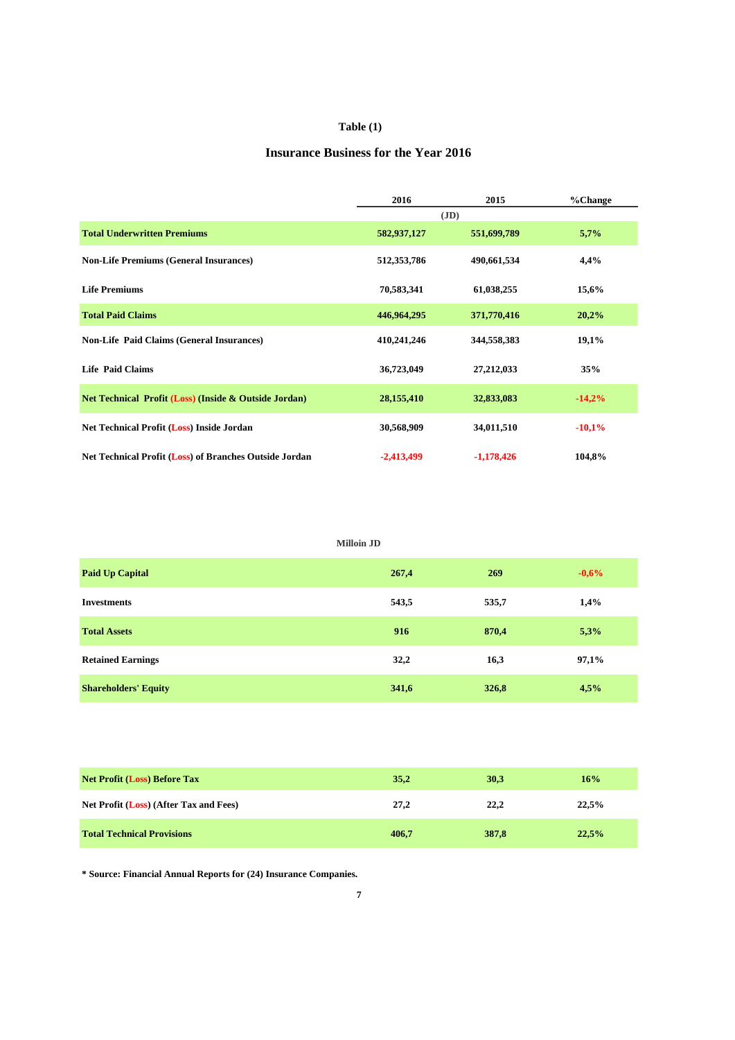**Table (1)**

## Insurance Business for the Year 2016

| | 2016 | 2015 | %Change |
|---|---|---|---|
| | (JD) | | |
| **Total Underwritten Premiums** | 582,937,127 | 551,699,789 | 5,7% |
| **Non-Life Premiums (General Insurances)** | 512,353,786 | 490,661,534 | 4,4% |
| **Life Premiums** | 70,583,341 | 61,038,255 | 15,6% |
| **Total Paid Claims** | 446,964,295 | 371,770,416 | 20,2% |
| **Non-Life Paid Claims (General Insurances)** | 410,241,246 | 344,558,383 | 19,1% |
| **Life Paid Claims** | 36,723,049 | 27,212,033 | 35% |
| **Net Technical Profit (Loss) (Inside & Outside Jordan)** | 28,155,410 | 32,833,083 | -14,2% |
| **Net Technical Profit (Loss) Inside Jordan** | 30,568,909 | 34,011,510 | -10,1% |
| **Net Technical Profit (Loss) of Branches Outside Jordan** | -2,413,499 | -1,178,426 | 104,8% |

**Milloin JD**

| | 2016 | 2015 | %Change |
|---|---|---|---|
| **Paid Up Capital** | 267,4 | 269 | -0,6% |
| **Investments** | 543,5 | 535,7 | 1,4% |
| **Total Assets** | 916 | 870,4 | 5,3% |
| **Retained Earnings** | 32,2 | 16,3 | 97,1% |
| **Shareholders' Equity** | 341,6 | 326,8 | 4,5% |

| | 2016 | 2015 | %Change |
|---|---|---|---|
| **Net Profit (Loss) Before Tax** | 35,2 | 30,3 | 16% |
| **Net Profit (Loss) (After Tax and Fees)** | 27,2 | 22,2 | 22,5% |
| **Total Technical Provisions** | 406,7 | 387,8 | 22,5% |

**\* Source: Financial Annual Reports for (24) Insurance Companies.**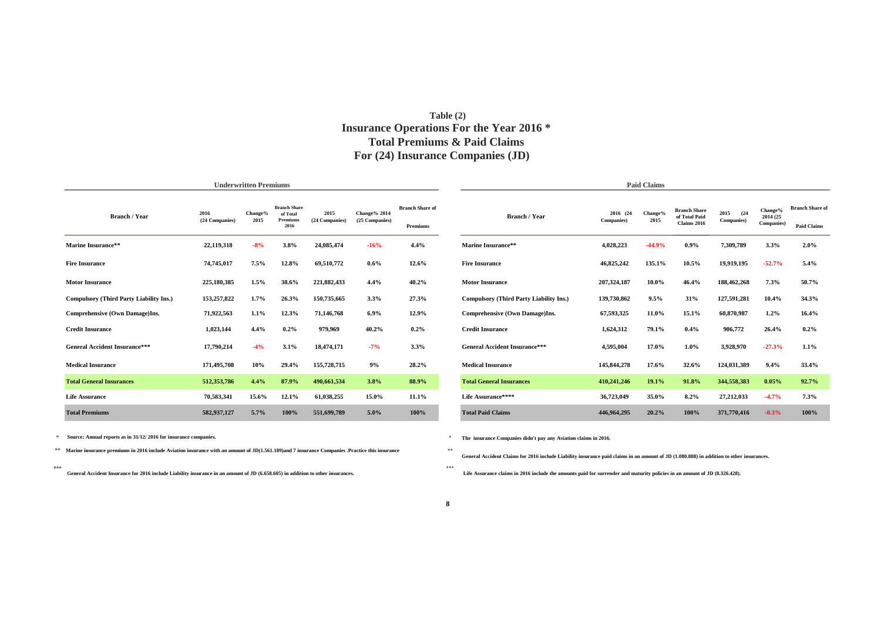# Table (2)
## Insurance Operations For the Year 2016 *
## Total Premiums & Paid Claims
## For (24) Insurance Companies (JD)

**Underwritten Premiums**

| Branch / Year | 2016 (24 Companies) | Change% 2015 | Branch Share of Total Premiums 2016 | 2015 (24 Companies) | Change% 2014 (25 Companies) | Branch Share of Premiums |
|---|---|---|---|---|---|---|
| **Marine Insurance**** | **22,119,318** | **-8%** | **3.8%** | **24,085,474** | **-16%** | **4.4%** |
| **Fire Insurance** | **74,745,017** | **7.5%** | **12.8%** | **69,510,772** | **0.6%** | **12.6%** |
| **Motor Insurance** | **225,180,385** | **1.5%** | **38.6%** | **221,882,433** | **4.4%** | **40.2%** |
| **Compulsory (Third Party Liability Ins.)** | **153,257,822** | **1.7%** | **26.3%** | **150,735,665** | **3.3%** | **27.3%** |
| **Comprehensive (Own Damage)Ins.** | **71,922,563** | **1.1%** | **12.3%** | **71,146,768** | **6.9%** | **12.9%** |
| **Credit Insurance** | **1,023,144** | **4.4%** | **0.2%** | **979,969** | **40.2%** | **0.2%** |
| **General Accident Insurance***** | **17,790,214** | **-4%** | **3.1%** | **18,474,171** | **-7%** | **3.3%** |
| **Medical Insurance** | **171,495,708** | **10%** | **29.4%** | **155,728,715** | **9%** | **28.2%** |
| **Total General Insurances** | **512,353,786** | **4.4%** | **87.9%** | **490,661,534** | **3.8%** | **88.9%** |
| **Life Assurance** | **70,583,341** | **15.6%** | **12.1%** | **61,038,255** | **15.0%** | **11.1%** |
| **Total Premiums** | **582,937,127** | **5.7%** | **100%** | **551,699,789** | **5.0%** | **100%** |

\* Source: Annual reports as in 31/12/ 2016 for insurance companies.

** Marine insurance premiums in 2016 include Aviation insurance with an amount of JD(1.561.189)and 7 insurance Companies .Practice this insurance

*** General Accident Insurance for 2016 include Liability insurance in an amount of JD (6.658.605) in addition to other insurances.

**Paid Claims**

| Branch / Year | 2016 (24 Companies) | Change% 2015 | Branch Share of Total Paid Claims 2016 | 2015 (24 Companies) | Change% 2014 (25 Companies) | Branch Share of Paid Claims |
|---|---|---|---|---|---|---|
| **Marine Insurance**** | **4,028,223** | **-44.9%** | **0.9%** | **7,309,789** | **3.3%** | **2.0%** |
| **Fire Insurance** | **46,825,242** | **135.1%** | **10.5%** | **19,919,195** | **-52.7%** | **5.4%** |
| **Motor Insurance** | **207,324,187** | **10.0%** | **46.4%** | **188,462,268** | **7.3%** | **50.7%** |
| **Compulsory (Third Party Liability Ins.)** | **139,730,862** | **9.5%** | **31%** | **127,591,281** | **10.4%** | **34.3%** |
| **Comprehensive (Own Damage)Ins.** | **67,593,325** | **11.0%** | **15.1%** | **60,870,987** | **1.2%** | **16.4%** |
| **Credit Insurance** | **1,624,312** | **79.1%** | **0.4%** | **906,772** | **26.4%** | **0.2%** |
| **General Accident Insurance***** | **4,595,004** | **17.0%** | **1.0%** | **3,928,970** | **-27.3%** | **1.1%** |
| **Medical Insurance** | **145,844,278** | **17.6%** | **32.6%** | **124,031,389** | **9.4%** | **33.4%** |
| **Total General Insurances** | **410,241,246** | **19.1%** | **91.8%** | **344,558,383** | **0.05%** | **92.7%** |
| **Life Assurance****** | **36,723,049** | **35.0%** | **8.2%** | **27,212,033** | **-4.7%** | **7.3%** |
| **Total Paid Claims** | **446,964,295** | **20.2%** | **100%** | **371,770,416** | **-0.3%** | **100%** |

\* The insurance Companies didn't pay any Aviation claims in 2016.

** General Accident Claims for 2016 include Liability insurance paid claims in an amount of JD (1.080.888) in addition to other insurances.

*** Life Assurance claims in 2016 include the amounts paid for surrender and maturity policies in an amount of JD (8.326.428).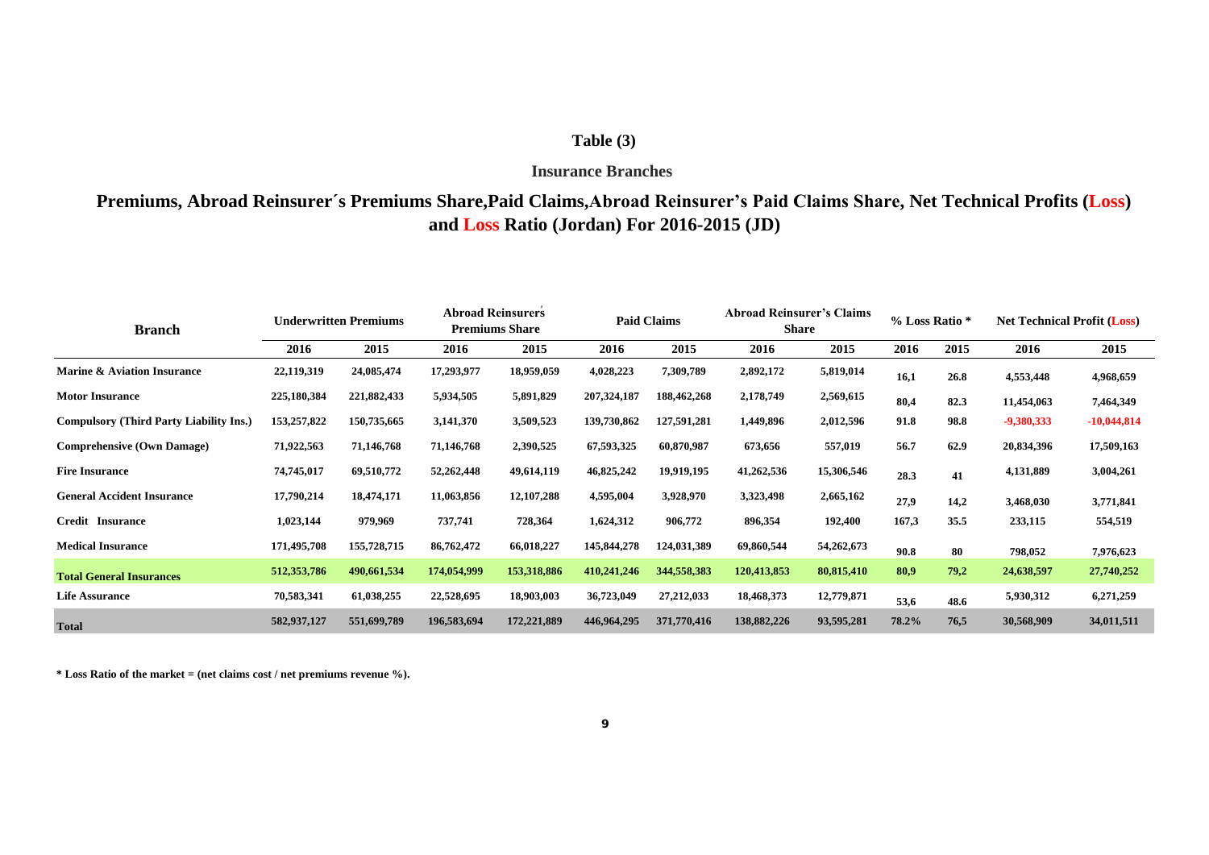# Table (3)

## Insurance Branches

## Premiums, Abroad Reinsurer´s Premiums Share,Paid Claims,Abroad Reinsurer's Paid Claims Share, Net Technical Profits (Loss) and Loss Ratio (Jordan) For 2016-2015 (JD)

| Branch | Underwritten Premiums | | Abroad Reinsurers Premiums Share | | Paid Claims | | Abroad Reinsurer's Claims Share | | % Loss Ratio * | | Net Technical Profit (Loss) | |
|---|---|---|---|---|---|---|---|---|---|---|---|---|
| | 2016 | 2015 | 2016 | 2015 | 2016 | 2015 | 2016 | 2015 | 2016 | 2015 | 2016 | 2015 |
| Marine & Aviation Insurance | 22,119,319 | 24,085,474 | 17,293,977 | 18,959,059 | 4,028,223 | 7,309,789 | 2,892,172 | 5,819,014 | 16,1 | 26.8 | 4,553,448 | 4,968,659 |
| Motor Insurance | 225,180,384 | 221,882,433 | 5,934,505 | 5,891,829 | 207,324,187 | 188,462,268 | 2,178,749 | 2,569,615 | 80,4 | 82.3 | 11,454,063 | 7,464,349 |
| Compulsory (Third Party Liability Ins.) | 153,257,822 | 150,735,665 | 3,141,370 | 3,509,523 | 139,730,862 | 127,591,281 | 1,449,896 | 2,012,596 | 91.8 | 98.8 | -9,380,333 | -10,044,814 |
| Comprehensive (Own Damage) | 71,922,563 | 71,146,768 | 71,146,768 | 2,390,525 | 67,593,325 | 60,870,987 | 673,656 | 557,019 | 56.7 | 62.9 | 20,834,396 | 17,509,163 |
| Fire Insurance | 74,745,017 | 69,510,772 | 52,262,448 | 49,614,119 | 46,825,242 | 19,919,195 | 41,262,536 | 15,306,546 | 28.3 | 41 | 4,131,889 | 3,004,261 |
| General Accident Insurance | 17,790,214 | 18,474,171 | 11,063,856 | 12,107,288 | 4,595,004 | 3,928,970 | 3,323,498 | 2,665,162 | 27,9 | 14,2 | 3,468,030 | 3,771,841 |
| Credit Insurance | 1,023,144 | 979,969 | 737,741 | 728,364 | 1,624,312 | 906,772 | 896,354 | 192,400 | 167,3 | 35.5 | 233,115 | 554,519 |
| Medical Insurance | 171,495,708 | 155,728,715 | 86,762,472 | 66,018,227 | 145,844,278 | 124,031,389 | 69,860,544 | 54,262,673 | 90.8 | 80 | 798,052 | 7,976,623 |
| **Total General Insurances** | 512,353,786 | 490,661,534 | 174,054,999 | 153,318,886 | 410,241,246 | 344,558,383 | 120,413,853 | 80,815,410 | 80,9 | 79,2 | 24,638,597 | 27,740,252 |
| Life Assurance | 70,583,341 | 61,038,255 | 22,528,695 | 18,903,003 | 36,723,049 | 27,212,033 | 18,468,373 | 12,779,871 | 53,6 | 48.6 | 5,930,312 | 6,271,259 |
| **Total** | 582,937,127 | 551,699,789 | 196,583,694 | 172,221,889 | 446,964,295 | 371,770,416 | 138,882,226 | 93,595,281 | 78.2% | 76,5 | 30,568,909 | 34,011,511 |

**\* Loss Ratio of the market = (net claims cost / net premiums revenue %).**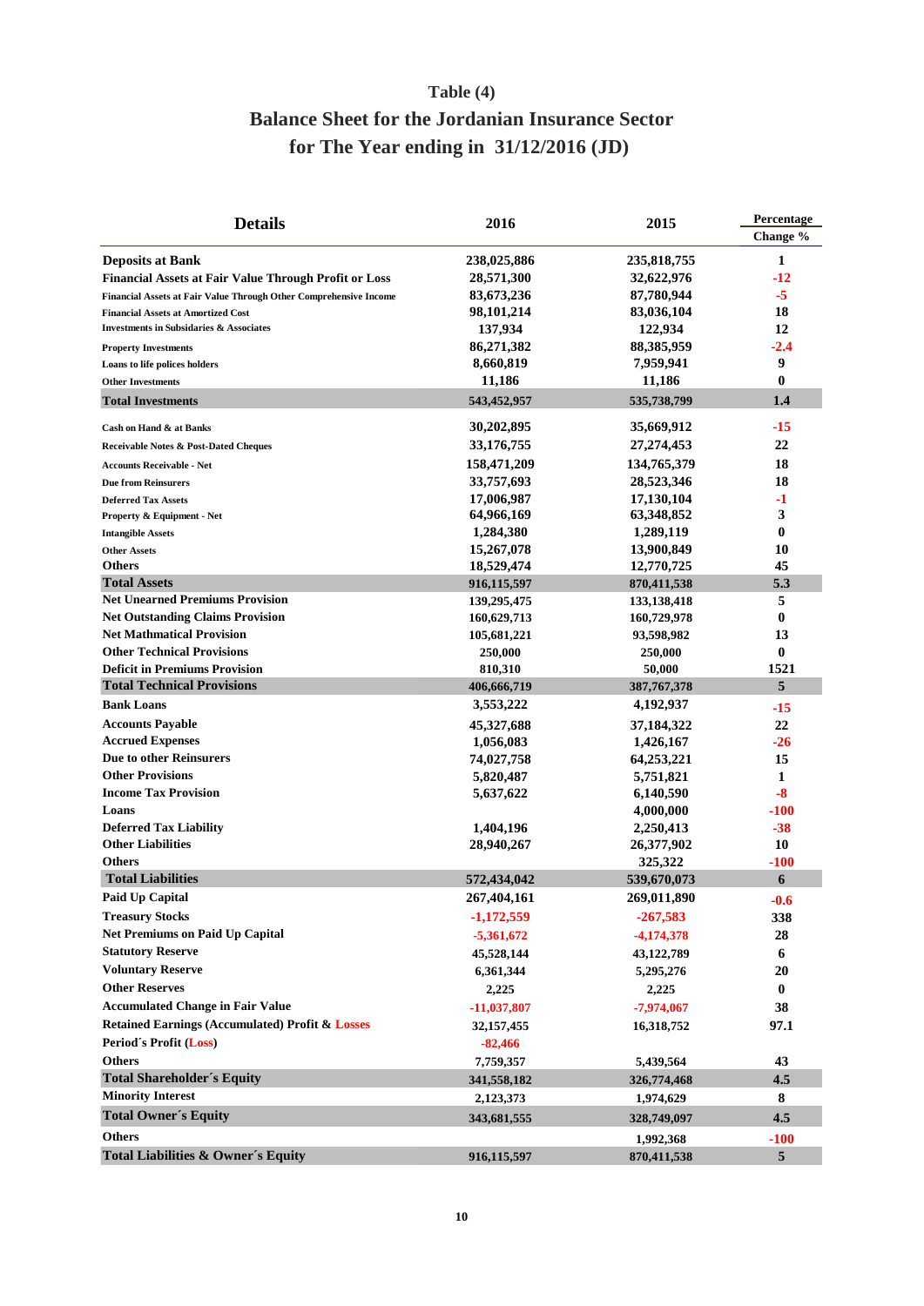## Table (4)

## Balance Sheet for the Jordanian Insurance Sector for The Year ending in 31/12/2016 (JD)

| Details | 2016 | 2015 | Percentage Change % |
|---|---|---|---|
| **Deposits at Bank** | 238,025,886 | 235,818,755 | 1 |
| **Financial Assets at Fair Value Through Profit or Loss** | 28,571,300 | 32,622,976 | -12 |
| **Financial Assets at Fair Value Through Other Comprehensive Income** | 83,673,236 | 87,780,944 | -5 |
| **Financial Assets at Amortized Cost** | 98,101,214 | 83,036,104 | 18 |
| **Investments in Subsidaries & Associates** | 137,934 | 122,934 | 12 |
| **Property Investments** | 86,271,382 | 88,385,959 | -2.4 |
| **Loans to life polices holders** | 8,660,819 | 7,959,941 | 9 |
| **Other Investments** | 11,186 | 11,186 | 0 |
| **Total Investments** | 543,452,957 | 535,738,799 | 1.4 |
| **Cash on Hand & at Banks** | 30,202,895 | 35,669,912 | -15 |
| **Receivable Notes & Post-Dated Cheques** | 33,176,755 | 27,274,453 | 22 |
| **Accounts Receivable - Net** | 158,471,209 | 134,765,379 | 18 |
| **Due from Reinsurers** | 33,757,693 | 28,523,346 | 18 |
| **Deferred Tax Assets** | 17,006,987 | 17,130,104 | -1 |
| **Property & Equipment - Net** | 64,966,169 | 63,348,852 | 3 |
| **Intangible Assets** | 1,284,380 | 1,289,119 | 0 |
| **Other Assets** | 15,267,078 | 13,900,849 | 10 |
| **Others** | 18,529,474 | 12,770,725 | 45 |
| **Total Assets** | 916,115,597 | 870,411,538 | 5.3 |
| **Net Unearned Premiums Provision** | 139,295,475 | 133,138,418 | 5 |
| **Net Outstanding Claims Provision** | 160,629,713 | 160,729,978 | 0 |
| **Net Mathmatical Provision** | 105,681,221 | 93,598,982 | 13 |
| **Other Technical Provisions** | 250,000 | 250,000 | 0 |
| **Deficit in Premiums Provision** | 810,310 | 50,000 | 1521 |
| **Total Technical Provisions** | 406,666,719 | 387,767,378 | 5 |
| **Bank Loans** | 3,553,222 | 4,192,937 | -15 |
| **Accounts Payable** | 45,327,688 | 37,184,322 | 22 |
| **Accrued Expenses** | 1,056,083 | 1,426,167 | -26 |
| **Due to other Reinsurers** | 74,027,758 | 64,253,221 | 15 |
| **Other Provisions** | 5,820,487 | 5,751,821 | 1 |
| **Income Tax Provision** | 5,637,622 | 6,140,590 | -8 |
| **Loans** | | 4,000,000 | -100 |
| **Deferred Tax Liability** | 1,404,196 | 2,250,413 | -38 |
| **Other Liabilities** | 28,940,267 | 26,377,902 | 10 |
| **Others** | | 325,322 | -100 |
| **Total Liabilities** | 572,434,042 | 539,670,073 | 6 |
| **Paid Up Capital** | 267,404,161 | 269,011,890 | -0.6 |
| **Treasury Stocks** | -1,172,559 | -267,583 | 338 |
| **Net Premiums on Paid Up Capital** | -5,361,672 | -4,174,378 | 28 |
| **Statutory Reserve** | 45,528,144 | 43,122,789 | 6 |
| **Voluntary Reserve** | 6,361,344 | 5,295,276 | 20 |
| **Other Reserves** | 2,225 | 2,225 | 0 |
| **Accumulated Change in Fair Value** | -11,037,807 | -7,974,067 | 38 |
| **Retained Earnings (Accumulated) Profit & Losses** | 32,157,455 | 16,318,752 | 97.1 |
| **Period´s Profit (Loss)** | -82,466 | | |
| **Others** | 7,759,357 | 5,439,564 | 43 |
| **Total Shareholder´s Equity** | 341,558,182 | 326,774,468 | 4.5 |
| **Minority Interest** | 2,123,373 | 1,974,629 | 8 |
| **Total Owner´s Equity** | 343,681,555 | 328,749,097 | 4.5 |
| **Others** | | 1,992,368 | -100 |
| **Total Liabilities & Owner´s Equity** | 916,115,597 | 870,411,538 | 5 |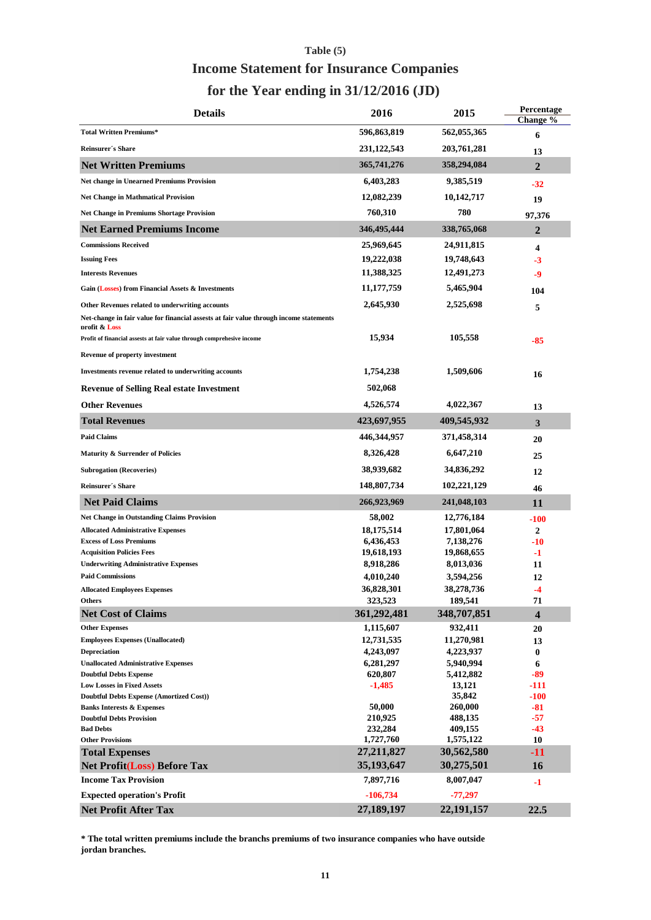Table (5)

# Income Statement for Insurance Companies

## for the Year ending in 31/12/2016 (JD)

| Details | 2016 | 2015 | Percentage Change % |
|---|---|---|---|
| Total Written Premiums* | 596,863,819 | 562,055,365 | 6 |
| Reinsurer´s Share | 231,122,543 | 203,761,281 | 13 |
| **Net Written Premiums** | 365,741,276 | 358,294,084 | 2 |
| Net change in Unearned Premiums Provision | 6,403,283 | 9,385,519 | -32 |
| Net Change in Mathmatical Provision | 12,082,239 | 10,142,717 | 19 |
| Net Change in Premiums Shortage Provision | 760,310 | 780 | 97,376 |
| **Net Earned Premiums Income** | 346,495,444 | 338,765,068 | 2 |
| Commissions Received | 25,969,645 | 24,911,815 | 4 |
| Issuing Fees | 19,222,038 | 19,748,643 | -3 |
| Interests Revenues | 11,388,325 | 12,491,273 | -9 |
| Gain (Losses) from Financial Assets & Investments | 11,177,759 | 5,465,904 | 104 |
| Other Revenues related to underwriting accounts | 2,645,930 | 2,525,698 | 5 |
| Net-change in fair value for financial assets at fair value through income statements profit & Loss | | | |
| Profit of financial assests at fair value through comprehesive income | 15,934 | 105,558 | -85 |
| Revenue of property investment | | | |
| Investments revenue related to underwriting accounts | 1,754,238 | 1,509,606 | 16 |
| Revenue of Selling Real estate Investment | 502,068 | | |
| Other Revenues | 4,526,574 | 4,022,367 | 13 |
| **Total Revenues** | 423,697,955 | 409,545,932 | 3 |
| Paid Claims | 446,344,957 | 371,458,314 | 20 |
| Maturity & Surrender of Policies | 8,326,428 | 6,647,210 | 25 |
| Subrogation (Recoveries) | 38,939,682 | 34,836,292 | 12 |
| Reinsurer´s Share | 148,807,734 | 102,221,129 | 46 |
| **Net Paid Claims** | 266,923,969 | 241,048,103 | 11 |
| Net Change in Outstanding Claims Provision | 58,002 | 12,776,184 | -100 |
| Allocated Administrative Expenses | 18,175,514 | 17,801,064 | 2 |
| Excess of Loss Premiums | 6,436,453 | 7,138,276 | -10 |
| Acquisition Policies Fees | 19,618,193 | 19,868,655 | -1 |
| Underwriting Administrative Expenses | 8,918,286 | 8,013,036 | 11 |
| Paid Commissions | 4,010,240 | 3,594,256 | 12 |
| Allocated Employees Expenses | 36,828,301 | 38,278,736 | -4 |
| Others | 323,523 | 189,541 | 71 |
| **Net Cost of Claims** | 361,292,481 | 348,707,851 | 4 |
| Other Expenses | 1,115,607 | 932,411 | 20 |
| Employees Expenses (Unallocated) | 12,731,535 | 11,270,981 | 13 |
| Depreciation | 4,243,097 | 4,223,937 | 0 |
| Unallocated Administrative Expenses | 6,281,297 | 5,940,994 | 6 |
| Doubtful Debts Expense | 620,807 | 5,412,882 | -89 |
| Low Losses in Fixed Assets | -1,485 | 13,121 | -111 |
| Doubtful Debts Expense (Amortized Cost)) | | 35,842 | -100 |
| Banks Interests & Expenses | 50,000 | 260,000 | -81 |
| Doubtful Debts Provision | 210,925 | 488,135 | -57 |
| Bad Debts | 232,284 | 409,155 | -43 |
| Other Provisions | 1,727,760 | 1,575,122 | 10 |
| **Total Expenses** | 27,211,827 | 30,562,580 | -11 |
| **Net Profit(Loss) Before Tax** | 35,193,647 | 30,275,501 | 16 |
| Income Tax Provision | 7,897,716 | 8,007,047 | -1 |
| Expected operation's Profit | -106,734 | -77,297 | |
| **Net Profit After Tax** | 27,189,197 | 22,191,157 | 22.5 |

**\* The total written premiums include the branchs premiums of two insurance companies who have outside jordan branches.**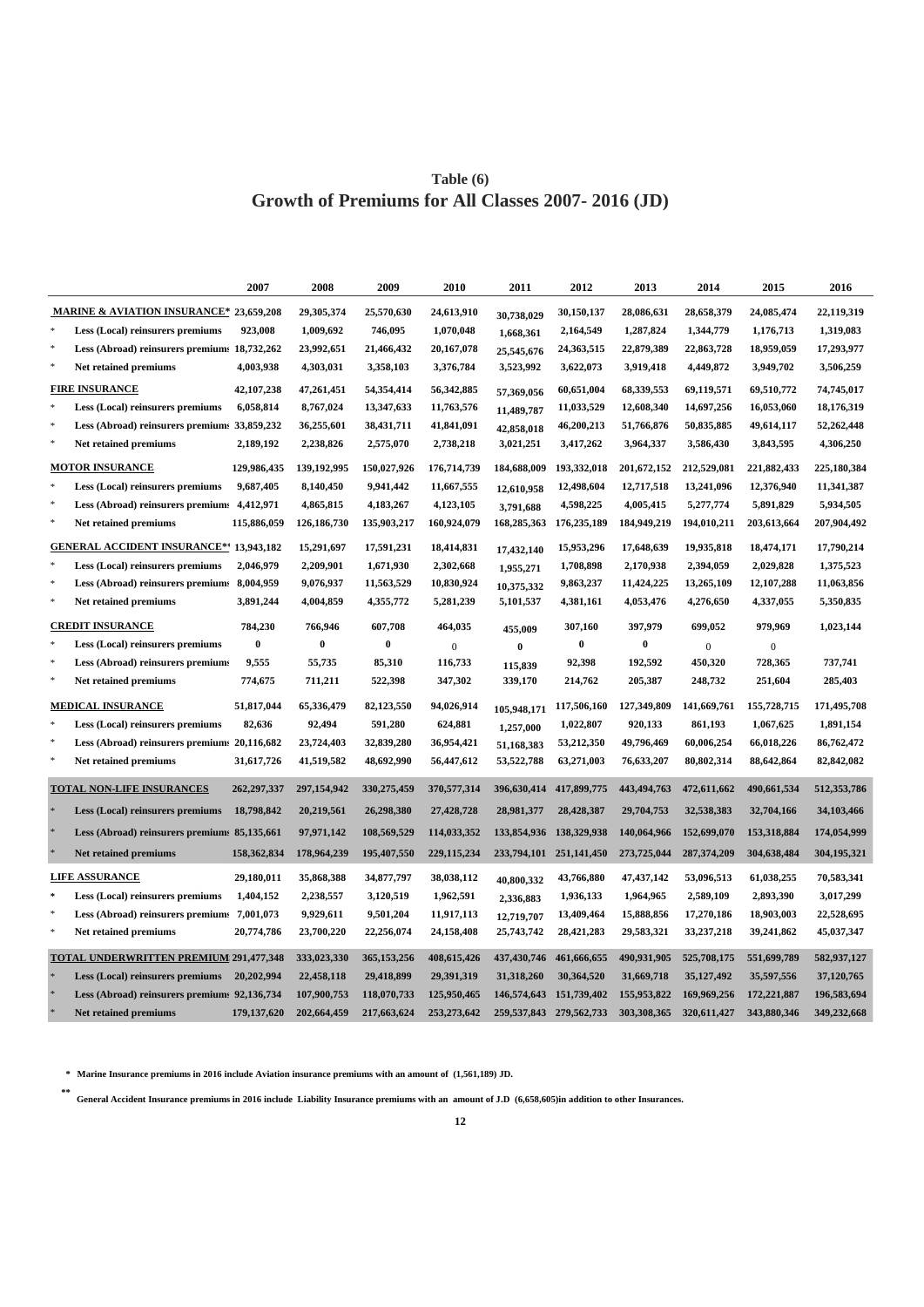## Table (6)
## Growth of Premiums for All Classes 2007- 2016 (JD)

| | 2007 | 2008 | 2009 | 2010 | 2011 | 2012 | 2013 | 2014 | 2015 | 2016 |
|---|---|---|---|---|---|---|---|---|---|---|
| **MARINE & AVIATION INSURANCE*** | 23,659,208 | 29,305,374 | 25,570,630 | 24,613,910 | 30,738,029 | 30,150,137 | 28,086,631 | 28,658,379 | 24,085,474 | 22,119,319 |
| * Less (Local) reinsurers premiums | 923,008 | 1,009,692 | 746,095 | 1,070,048 | 1,668,361 | 2,164,549 | 1,287,824 | 1,344,779 | 1,176,713 | 1,319,083 |
| * Less (Abroad) reinsurers premiums | 18,732,262 | 23,992,651 | 21,466,432 | 20,167,078 | 25,545,676 | 24,363,515 | 22,879,389 | 22,863,728 | 18,959,059 | 17,293,977 |
| * Net retained premiums | 4,003,938 | 4,303,031 | 3,358,103 | 3,376,784 | 3,523,992 | 3,622,073 | 3,919,418 | 4,449,872 | 3,949,702 | 3,506,259 |
| **FIRE INSURANCE** | 42,107,238 | 47,261,451 | 54,354,414 | 56,342,885 | 57,369,056 | 60,651,004 | 68,339,553 | 69,119,571 | 69,510,772 | 74,745,017 |
| * Less (Local) reinsurers premiums | 6,058,814 | 8,767,024 | 13,347,633 | 11,763,576 | 11,489,787 | 11,033,529 | 12,608,340 | 14,697,256 | 16,053,060 | 18,176,319 |
| * Less (Abroad) reinsurers premiums | 33,859,232 | 36,255,601 | 38,431,711 | 41,841,091 | 42,858,018 | 46,200,213 | 51,766,876 | 50,835,885 | 49,614,117 | 52,262,448 |
| * Net retained premiums | 2,189,192 | 2,238,826 | 2,575,070 | 2,738,218 | 3,021,251 | 3,417,262 | 3,964,337 | 3,586,430 | 3,843,595 | 4,306,250 |
| **MOTOR INSURANCE** | 129,986,435 | 139,192,995 | 150,027,926 | 176,714,739 | 184,688,009 | 193,332,018 | 201,672,152 | 212,529,081 | 221,882,433 | 225,180,384 |
| * Less (Local) reinsurers premiums | 9,687,405 | 8,140,450 | 9,941,442 | 11,667,555 | 12,610,958 | 12,498,604 | 12,717,518 | 13,241,096 | 12,376,940 | 11,341,387 |
| * Less (Abroad) reinsurers premiums | 4,412,971 | 4,865,815 | 4,183,267 | 4,123,105 | 3,791,688 | 4,598,225 | 4,005,415 | 5,277,774 | 5,891,829 | 5,934,505 |
| * Net retained premiums | 115,886,059 | 126,186,730 | 135,903,217 | 160,924,079 | 168,285,363 | 176,235,189 | 184,949,219 | 194,010,211 | 203,613,664 | 207,904,492 |
| **GENERAL ACCIDENT INSURANCE**** | 13,943,182 | 15,291,697 | 17,591,231 | 18,414,831 | 17,432,140 | 15,953,296 | 17,648,639 | 19,935,818 | 18,474,171 | 17,790,214 |
| * Less (Local) reinsurers premiums | 2,046,979 | 2,209,901 | 1,671,930 | 2,302,668 | 1,955,271 | 1,708,898 | 2,170,938 | 2,394,059 | 2,029,828 | 1,375,523 |
| * Less (Abroad) reinsurers premiums | 8,004,959 | 9,076,937 | 11,563,529 | 10,830,924 | 10,375,332 | 9,863,237 | 11,424,225 | 13,265,109 | 12,107,288 | 11,063,856 |
| * Net retained premiums | 3,891,244 | 4,004,859 | 4,355,772 | 5,281,239 | 5,101,537 | 4,381,161 | 4,053,476 | 4,276,650 | 4,337,055 | 5,350,835 |
| **CREDIT INSURANCE** | 784,230 | 766,946 | 607,708 | 464,035 | 455,009 | 307,160 | 397,979 | 699,052 | 979,969 | 1,023,144 |
| * Less (Local) reinsurers premiums | 0 | 0 | 0 | 0 | 0 | 0 | 0 | 0 | 0 | |
| * Less (Abroad) reinsurers premiums | 9,555 | 55,735 | 85,310 | 116,733 | 115,839 | 92,398 | 192,592 | 450,320 | 728,365 | 737,741 |
| * Net retained premiums | 774,675 | 711,211 | 522,398 | 347,302 | 339,170 | 214,762 | 205,387 | 248,732 | 251,604 | 285,403 |
| **MEDICAL INSURANCE** | 51,817,044 | 65,336,479 | 82,123,550 | 94,026,914 | 105,948,171 | 117,506,160 | 127,349,809 | 141,669,761 | 155,728,715 | 171,495,708 |
| * Less (Local) reinsurers premiums | 82,636 | 92,494 | 591,280 | 624,881 | 1,257,000 | 1,022,807 | 920,133 | 861,193 | 1,067,625 | 1,891,154 |
| * Less (Abroad) reinsurers premiums | 20,116,682 | 23,724,403 | 32,839,280 | 36,954,421 | 51,168,383 | 53,212,350 | 49,796,469 | 60,006,254 | 66,018,226 | 86,762,472 |
| * Net retained premiums | 31,617,726 | 41,519,582 | 48,692,990 | 56,447,612 | 53,522,788 | 63,271,003 | 76,633,207 | 80,802,314 | 88,642,864 | 82,842,082 |
| **TOTAL NON-LIFE INSURANCES** | 262,297,337 | 297,154,942 | 330,275,459 | 370,577,314 | 396,630,414 | 417,899,775 | 443,494,763 | 472,611,662 | 490,661,534 | 512,353,786 |
| * Less (Local) reinsurers premiums | 18,798,842 | 20,219,561 | 26,298,380 | 27,428,728 | 28,981,377 | 28,428,387 | 29,704,753 | 32,538,383 | 32,704,166 | 34,103,466 |
| * Less (Abroad) reinsurers premiums | 85,135,661 | 97,971,142 | 108,569,529 | 114,033,352 | 133,854,936 | 138,329,938 | 140,064,966 | 152,699,070 | 153,318,884 | 174,054,999 |
| * Net retained premiums | 158,362,834 | 178,964,239 | 195,407,550 | 229,115,234 | 233,794,101 | 251,141,450 | 273,725,044 | 287,374,209 | 304,638,484 | 304,195,321 |
| **LIFE ASSURANCE** | 29,180,011 | 35,868,388 | 34,877,797 | 38,038,112 | 40,800,332 | 43,766,880 | 47,437,142 | 53,096,513 | 61,038,255 | 70,583,341 |
| * Less (Local) reinsurers premiums | 1,404,152 | 2,238,557 | 3,120,519 | 1,962,591 | 2,336,883 | 1,936,133 | 1,964,965 | 2,589,109 | 2,893,390 | 3,017,299 |
| * Less (Abroad) reinsurers premiums | 7,001,073 | 9,929,611 | 9,501,204 | 11,917,113 | 12,719,707 | 13,409,464 | 15,888,856 | 17,270,186 | 18,903,003 | 22,528,695 |
| * Net retained premiums | 20,774,786 | 23,700,220 | 22,256,074 | 24,158,408 | 25,743,742 | 28,421,283 | 29,583,321 | 33,237,218 | 39,241,862 | 45,037,347 |
| **TOTAL UNDERWRITTEN PREMIUM** | 291,477,348 | 333,023,330 | 365,153,256 | 408,615,426 | 437,430,746 | 461,666,655 | 490,931,905 | 525,708,175 | 551,699,789 | 582,937,127 |
| * Less (Local) reinsurers premiums | 20,202,994 | 22,458,118 | 29,418,899 | 29,391,319 | 31,318,260 | 30,364,520 | 31,669,718 | 35,127,492 | 35,597,556 | 37,120,765 |
| * Less (Abroad) reinsurers premiums | 92,136,734 | 107,900,753 | 118,070,733 | 125,950,465 | 146,574,643 | 151,739,402 | 155,953,822 | 169,969,256 | 172,221,887 | 196,583,694 |
| * Net retained premiums | 179,137,620 | 202,664,459 | 217,663,624 | 253,273,642 | 259,537,843 | 279,562,733 | 303,308,365 | 320,611,427 | 343,880,346 | 349,232,668 |

\* Marine Insurance premiums in 2016 include Aviation insurance premiums with an amount of (1,561,189) JD.

** General Accident Insurance premiums in 2016 include Liability Insurance premiums with an amount of J.D (6,658,605)in addition to other Insurances.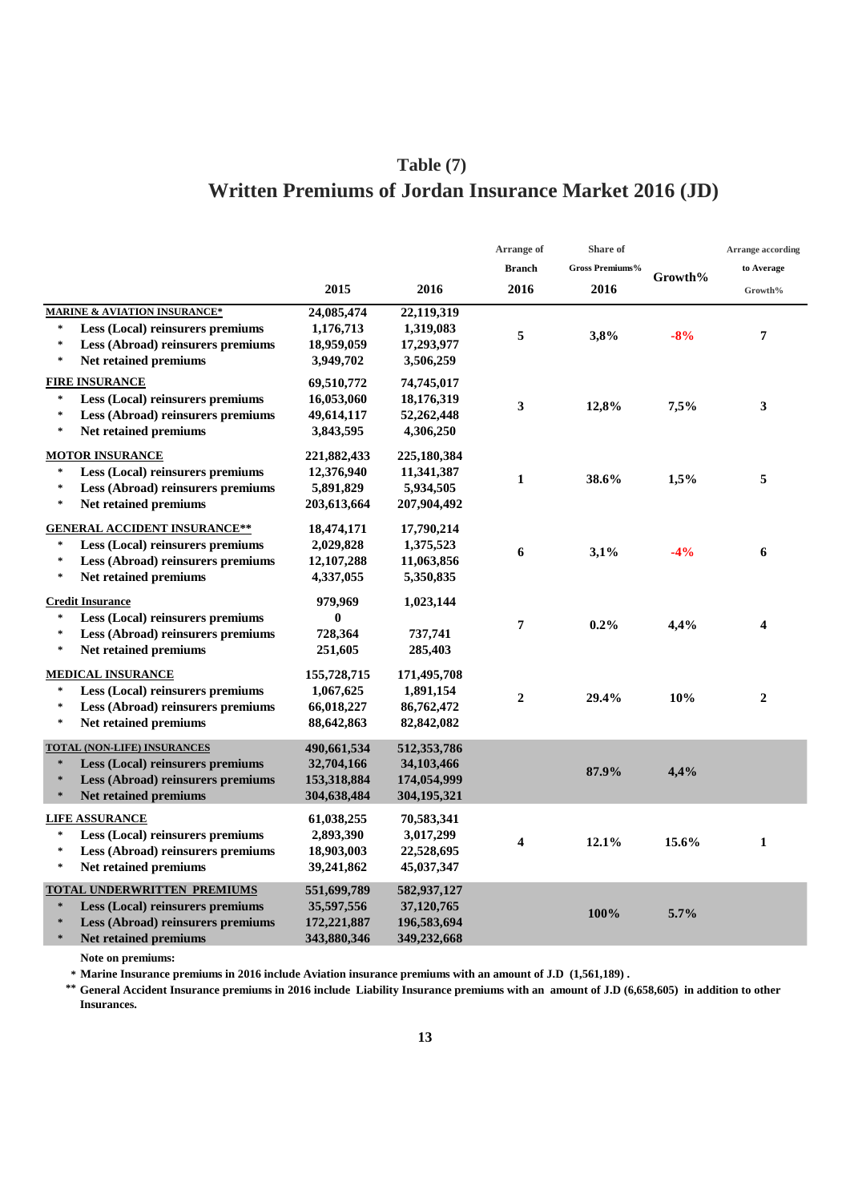# Table (7)
## Written Premiums of Jordan Insurance Market 2016 (JD)

| | 2015 | 2016 | Arrange of Branch 2016 | Share of Gross Premiums% 2016 | Growth% | Arrange according to Average Growth% |
|---|---|---|---|---|---|---|
| **MARINE & AVIATION INSURANCE*** | 24,085,474 | 22,119,319 | 5 | 3,8% | -8% | 7 |
| * Less (Local) reinsurers premiums | 1,176,713 | 1,319,083 | | | | |
| * Less (Abroad) reinsurers premiums | 18,959,059 | 17,293,977 | | | | |
| * Net retained premiums | 3,949,702 | 3,506,259 | | | | |
| **FIRE INSURANCE** | 69,510,772 | 74,745,017 | 3 | 12,8% | 7,5% | 3 |
| * Less (Local) reinsurers premiums | 16,053,060 | 18,176,319 | | | | |
| * Less (Abroad) reinsurers premiums | 49,614,117 | 52,262,448 | | | | |
| * Net retained premiums | 3,843,595 | 4,306,250 | | | | |
| **MOTOR INSURANCE** | 221,882,433 | 225,180,384 | 1 | 38.6% | 1,5% | 5 |
| * Less (Local) reinsurers premiums | 12,376,940 | 11,341,387 | | | | |
| * Less (Abroad) reinsurers premiums | 5,891,829 | 5,934,505 | | | | |
| * Net retained premiums | 203,613,664 | 207,904,492 | | | | |
| **GENERAL ACCIDENT INSURANCE**** | 18,474,171 | 17,790,214 | 6 | 3,1% | -4% | 6 |
| * Less (Local) reinsurers premiums | 2,029,828 | 1,375,523 | | | | |
| * Less (Abroad) reinsurers premiums | 12,107,288 | 11,063,856 | | | | |
| * Net retained premiums | 4,337,055 | 5,350,835 | | | | |
| **Credit Insurance** | 979,969 | 1,023,144 | 7 | 0.2% | 4,4% | 4 |
| * Less (Local) reinsurers premiums | 0 | | | | | |
| * Less (Abroad) reinsurers premiums | 728,364 | 737,741 | | | | |
| * Net retained premiums | 251,605 | 285,403 | | | | |
| **MEDICAL INSURANCE** | 155,728,715 | 171,495,708 | 2 | 29.4% | 10% | 2 |
| * Less (Local) reinsurers premiums | 1,067,625 | 1,891,154 | | | | |
| * Less (Abroad) reinsurers premiums | 66,018,227 | 86,762,472 | | | | |
| * Net retained premiums | 88,642,863 | 82,842,082 | | | | |
| **TOTAL (NON-LIFE) INSURANCES** | 490,661,534 | 512,353,786 | | 87.9% | 4,4% | |
| * Less (Local) reinsurers premiums | 32,704,166 | 34,103,466 | | | | |
| * Less (Abroad) reinsurers premiums | 153,318,884 | 174,054,999 | | | | |
| * Net retained premiums | 304,638,484 | 304,195,321 | | | | |
| **LIFE ASSURANCE** | 61,038,255 | 70,583,341 | 4 | 12.1% | 15.6% | 1 |
| * Less (Local) reinsurers premiums | 2,893,390 | 3,017,299 | | | | |
| * Less (Abroad) reinsurers premiums | 18,903,003 | 22,528,695 | | | | |
| * Net retained premiums | 39,241,862 | 45,037,347 | | | | |
| **TOTAL UNDERWRITTEN PREMIUMS** | 551,699,789 | 582,937,127 | | 100% | 5.7% | |
| * Less (Local) reinsurers premiums | 35,597,556 | 37,120,765 | | | | |
| * Less (Abroad) reinsurers premiums | 172,221,887 | 196,583,694 | | | | |
| * Net retained premiums | 343,880,346 | 349,232,668 | | | | |

**Note on premiums:**

\* Marine Insurance premiums in 2016 include Aviation insurance premiums with an amount of J.D (1,561,189) .

\*\* General Accident Insurance premiums in 2016 include Liability Insurance premiums with an amount of J.D (6,658,605) in addition to other Insurances.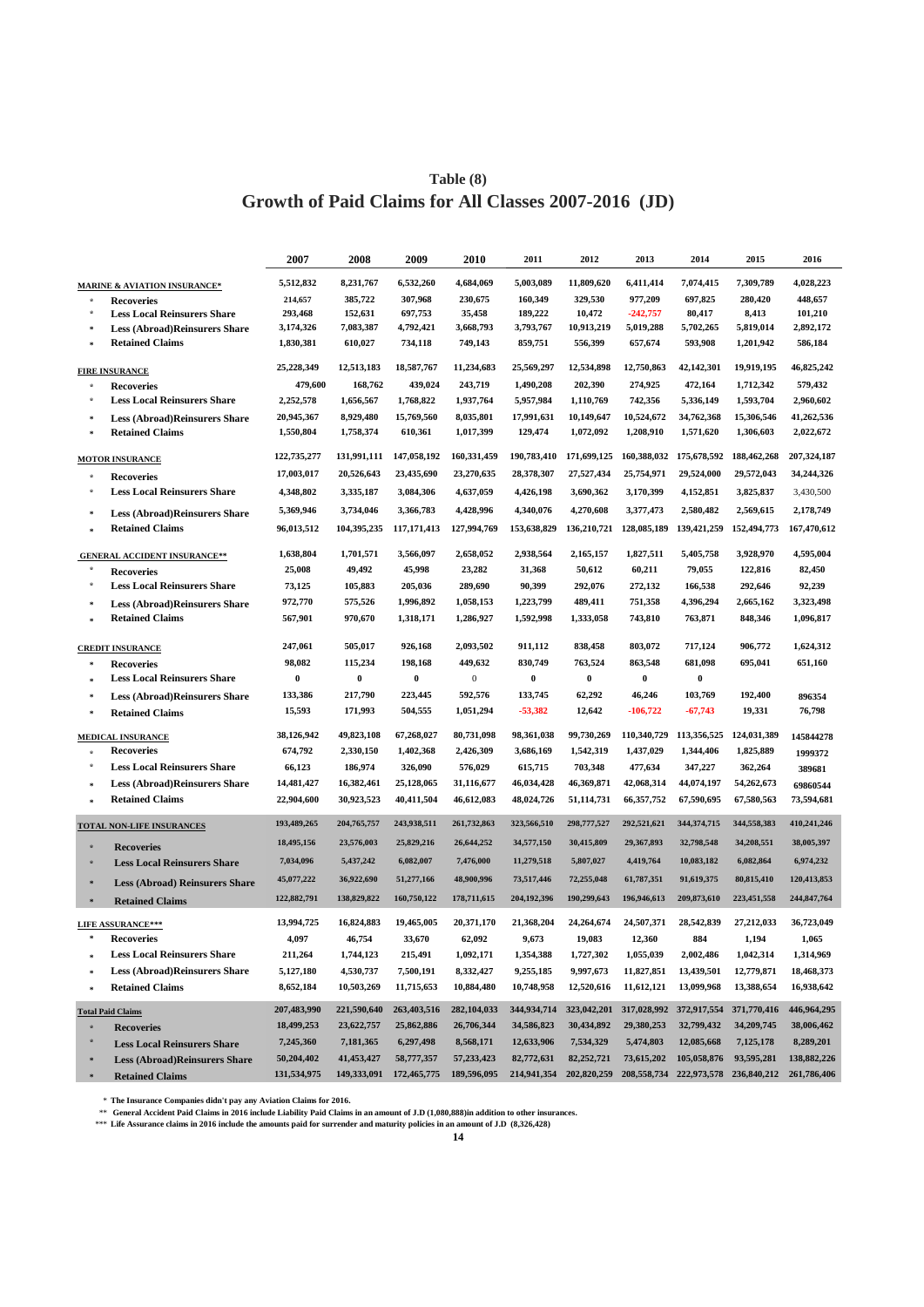# Table (8)
## Growth of Paid Claims for All Classes 2007-2016 (JD)

| | 2007 | 2008 | 2009 | 2010 | 2011 | 2012 | 2013 | 2014 | 2015 | 2016 |
|---|---|---|---|---|---|---|---|---|---|---|
| **MARINE & AVIATION INSURANCE*** | 5,512,832 | 8,231,767 | 6,532,260 | 4,684,069 | 5,003,089 | 11,809,620 | 6,411,414 | 7,074,415 | 7,309,789 | 4,028,223 |
| Recoveries | 214,657 | 385,722 | 307,968 | 230,675 | 160,349 | 329,530 | 977,209 | 697,825 | 280,420 | 448,657 |
| Less Local Reinsurers Share | 293,468 | 152,631 | 697,753 | 35,458 | 189,222 | 10,472 | -242,757 | 80,417 | 8,413 | 101,210 |
| Less (Abroad)Reinsurers Share | 3,174,326 | 7,083,387 | 4,792,421 | 3,668,793 | 3,793,767 | 10,913,219 | 5,019,288 | 5,702,265 | 5,819,014 | 2,892,172 |
| Retained Claims | 1,830,381 | 610,027 | 734,118 | 749,143 | 859,751 | 556,399 | 657,674 | 593,908 | 1,201,942 | 586,184 |
| **FIRE INSURANCE** | 25,228,349 | 12,513,183 | 18,587,767 | 11,234,683 | 25,569,297 | 12,534,898 | 12,750,863 | 42,142,301 | 19,919,195 | 46,825,242 |
| Recoveries | 479,600 | 168,762 | 439,024 | 243,719 | 1,490,208 | 202,390 | 274,925 | 472,164 | 1,712,342 | 579,432 |
| Less Local Reinsurers Share | 2,252,578 | 1,656,567 | 1,768,822 | 1,937,764 | 5,957,984 | 1,110,769 | 742,356 | 5,336,149 | 1,593,704 | 2,960,602 |
| Less (Abroad)Reinsurers Share | 20,945,367 | 8,929,480 | 15,769,560 | 8,035,801 | 17,991,631 | 10,149,647 | 10,524,672 | 34,762,368 | 15,306,546 | 41,262,536 |
| Retained Claims | 1,550,804 | 1,758,374 | 610,361 | 1,017,399 | 129,474 | 1,072,092 | 1,208,910 | 1,571,620 | 1,306,603 | 2,022,672 |
| **MOTOR INSURANCE** | 122,735,277 | 131,991,111 | 147,058,192 | 160,331,459 | 190,783,410 | 171,699,125 | 160,388,032 | 175,678,592 | 188,462,268 | 207,324,187 |
| Recoveries | 17,003,017 | 20,526,643 | 23,435,690 | 23,270,635 | 28,378,307 | 27,527,434 | 25,754,971 | 29,524,000 | 29,572,043 | 34,244,326 |
| Less Local Reinsurers Share | 4,348,802 | 3,335,187 | 3,084,306 | 4,637,059 | 4,426,198 | 3,690,362 | 3,170,399 | 4,152,851 | 3,825,837 | 3,430,500 |
| Less (Abroad)Reinsurers Share | 5,369,946 | 3,734,046 | 3,366,783 | 4,428,996 | 4,340,076 | 4,270,608 | 3,377,473 | 2,580,482 | 2,569,615 | 2,178,749 |
| Retained Claims | 96,013,512 | 104,395,235 | 117,171,413 | 127,994,769 | 153,638,829 | 136,210,721 | 128,085,189 | 139,421,259 | 152,494,773 | 167,470,612 |
| **GENERAL ACCIDENT INSURANCE**** | 1,638,804 | 1,701,571 | 3,566,097 | 2,658,052 | 2,938,564 | 2,165,157 | 1,827,511 | 5,405,758 | 3,928,970 | 4,595,004 |
| Recoveries | 25,008 | 49,492 | 45,998 | 23,282 | 31,368 | 50,612 | 60,211 | 79,055 | 122,816 | 82,450 |
| Less Local Reinsurers Share | 73,125 | 105,883 | 205,036 | 289,690 | 90,399 | 292,076 | 272,132 | 166,538 | 292,646 | 92,239 |
| Less (Abroad)Reinsurers Share | 972,770 | 575,526 | 1,996,892 | 1,058,153 | 1,223,799 | 489,411 | 751,358 | 4,396,294 | 2,665,162 | 3,323,498 |
| Retained Claims | 567,901 | 970,670 | 1,318,171 | 1,286,927 | 1,592,998 | 1,333,058 | 743,810 | 763,871 | 848,346 | 1,096,817 |
| **CREDIT INSURANCE** | 247,061 | 505,017 | 926,168 | 2,093,502 | 911,112 | 838,458 | 803,072 | 717,124 | 906,772 | 1,624,312 |
| Recoveries | 98,082 | 115,234 | 198,168 | 449,632 | 830,749 | 763,524 | 863,548 | 681,098 | 695,041 | 651,160 |
| Less Local Reinsurers Share | 0 | 0 | 0 | 0 | 0 | 0 | 0 | 0 | | |
| Less (Abroad)Reinsurers Share | 133,386 | 217,790 | 223,445 | 592,576 | 133,745 | 62,292 | 46,246 | 103,769 | 192,400 | 896354 |
| Retained Claims | 15,593 | 171,993 | 504,555 | 1,051,294 | -53,382 | 12,642 | -106,722 | -67,743 | 19,331 | 76,798 |
| **MEDICAL INSURANCE** | 38,126,942 | 49,823,108 | 67,268,027 | 80,731,098 | 98,361,038 | 99,730,269 | 110,340,729 | 113,356,525 | 124,031,389 | 145844278 |
| Recoveries | 674,792 | 2,330,150 | 1,402,368 | 2,426,309 | 3,686,169 | 1,542,319 | 1,437,029 | 1,344,406 | 1,825,889 | 1999372 |
| Less Local Reinsurers Share | 66,123 | 186,974 | 326,090 | 576,029 | 615,715 | 703,348 | 477,634 | 347,227 | 362,264 | 389681 |
| Less (Abroad)Reinsurers Share | 14,481,427 | 16,382,461 | 25,128,065 | 31,116,677 | 46,034,428 | 46,369,871 | 42,068,314 | 44,074,197 | 54,262,673 | 69860544 |
| Retained Claims | 22,904,600 | 30,923,523 | 40,411,504 | 46,612,083 | 48,024,726 | 51,114,731 | 66,357,752 | 67,590,695 | 67,580,563 | 73,594,681 |
| **TOTAL NON-LIFE INSURANCES** | 193,489,265 | 204,765,757 | 243,938,511 | 261,732,863 | 323,566,510 | 298,777,527 | 292,521,621 | 344,374,715 | 344,558,383 | 410,241,246 |
| Recoveries | 18,495,156 | 23,576,003 | 25,829,216 | 26,644,252 | 34,577,150 | 30,415,809 | 29,367,893 | 32,798,548 | 34,208,551 | 38,005,397 |
| Less Local Reinsurers Share | 7,034,096 | 5,437,242 | 6,082,007 | 7,476,000 | 11,279,518 | 5,807,027 | 4,419,764 | 10,083,182 | 6,082,864 | 6,974,232 |
| Less (Abroad) Reinsurers Share | 45,077,222 | 36,922,690 | 51,277,166 | 48,900,996 | 73,517,446 | 72,255,048 | 61,787,351 | 91,619,375 | 80,815,410 | 120,413,853 |
| Retained Claims | 122,882,791 | 138,829,822 | 160,750,122 | 178,711,615 | 204,192,396 | 190,299,643 | 196,946,613 | 209,873,610 | 223,451,558 | 244,847,764 |
| **LIFE ASSURANCE***** | 13,994,725 | 16,824,883 | 19,465,005 | 20,371,170 | 21,368,204 | 24,264,674 | 24,507,371 | 28,542,839 | 27,212,033 | 36,723,049 |
| Recoveries | 4,097 | 46,754 | 33,670 | 62,092 | 9,673 | 19,083 | 12,360 | 884 | 1,194 | 1,065 |
| Less Local Reinsurers Share | 211,264 | 1,744,123 | 215,491 | 1,092,171 | 1,354,388 | 1,727,302 | 1,055,039 | 2,002,486 | 1,042,314 | 1,314,969 |
| Less (Abroad)Reinsurers Share | 5,127,180 | 4,530,737 | 7,500,191 | 8,332,427 | 9,255,185 | 9,997,673 | 11,827,851 | 13,439,501 | 12,779,871 | 18,468,373 |
| Retained Claims | 8,652,184 | 10,503,269 | 11,715,653 | 10,884,480 | 10,748,958 | 12,520,616 | 11,612,121 | 13,099,968 | 13,388,654 | 16,938,642 |
| **Total Paid Claims** | 207,483,990 | 221,590,640 | 263,403,516 | 282,104,033 | 344,934,714 | 323,042,201 | 317,028,992 | 372,917,554 | 371,770,416 | 446,964,295 |
| Recoveries | 18,499,253 | 23,622,757 | 25,862,886 | 26,706,344 | 34,586,823 | 30,434,892 | 29,380,253 | 32,799,432 | 34,209,745 | 38,006,462 |
| Less Local Reinsurers Share | 7,245,360 | 7,181,365 | 6,297,498 | 8,568,171 | 12,633,906 | 7,534,329 | 5,474,803 | 12,085,668 | 7,125,178 | 8,289,201 |
| Less (Abroad)Reinsurers Share | 50,204,402 | 41,453,427 | 58,777,357 | 57,233,423 | 82,772,631 | 82,252,721 | 73,615,202 | 105,058,876 | 93,595,281 | 138,882,226 |
| Retained Claims | 131,534,975 | 149,333,091 | 172,465,775 | 189,596,095 | 214,941,354 | 202,820,259 | 208,558,734 | 222,973,578 | 236,840,212 | 261,786,406 |

\* The Insurance Companies didn't pay any Aviation Claims for 2016.

\** General Accident Paid Claims in 2016 include Liability Paid Claims in an amount of J.D (1,080,888)in addition to other insurances.

\*** Life Assurance claims in 2016 include the amounts paid for surrender and maturity policies in an amount of J.D (8,326,428)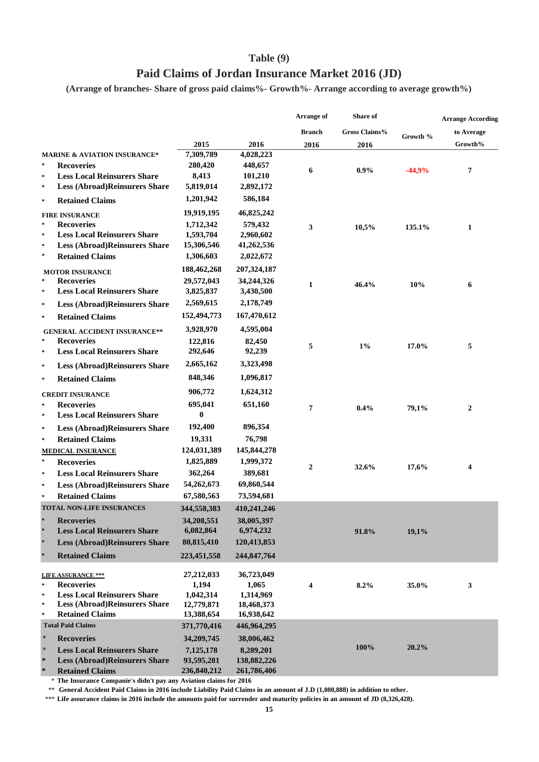# Table (9)

## Paid Claims of Jordan Insurance Market 2016 (JD)

**(Arrange of branches- Share of gross paid claims%- Growth%- Arrange according to average growth%)**

| | 2015 | 2016 | Arrange of Branch 2016 | Share of Gross Claims% 2016 | Growth % | Arrange According to Average Growth% |
|---|---|---|---|---|---|---|
| **MARINE & AVIATION INSURANCE*** | 7,309,789 | 4,028,223 | 6 | 0.9% | -44,9% | 7 |
| * Recoveries | 280,420 | 448,657 | | | | |
| * Less Local Reinsurers Share | 8,413 | 101,210 | | | | |
| * Less (Abroad)Reinsurers Share | 5,819,014 | 2,892,172 | | | | |
| * Retained Claims | 1,201,942 | 586,184 | | | | |
| **FIRE INSURANCE** | 19,919,195 | 46,825,242 | 3 | 10,5% | 135.1% | 1 |
| * Recoveries | 1,712,342 | 579,432 | | | | |
| * Less Local Reinsurers Share | 1,593,704 | 2,960,602 | | | | |
| * Less (Abroad)Reinsurers Share | 15,306,546 | 41,262,536 | | | | |
| * Retained Claims | 1,306,603 | 2,022,672 | | | | |
| **MOTOR INSURANCE** | 188,462,268 | 207,324,187 | 1 | 46.4% | 10% | 6 |
| * Recoveries | 29,572,043 | 34,244,326 | | | | |
| * Less Local Reinsurers Share | 3,825,837 | 3,430,500 | | | | |
| * Less (Abroad)Reinsurers Share | 2,569,615 | 2,178,749 | | | | |
| * Retained Claims | 152,494,773 | 167,470,612 | | | | |
| **GENERAL ACCIDENT INSURANCE**** | 3,928,970 | 4,595,004 | 5 | 1% | 17.0% | 5 |
| * Recoveries | 122,816 | 82,450 | | | | |
| * Less Local Reinsurers Share | 292,646 | 92,239 | | | | |
| * Less (Abroad)Reinsurers Share | 2,665,162 | 3,323,498 | | | | |
| * Retained Claims | 848,346 | 1,096,817 | | | | |
| **CREDIT INSURANCE** | 906,772 | 1,624,312 | 7 | 0.4% | 79,1% | 2 |
| * Recoveries | 695,041 | 651,160 | | | | |
| * Less Local Reinsurers Share | 0 | | | | | |
| * Less (Abroad)Reinsurers Share | 192,400 | 896,354 | | | | |
| * Retained Claims | 19,331 | 76,798 | | | | |
| **MEDICAL INSURANCE** | 124,031,389 | 145,844,278 | 2 | 32.6% | 17,6% | 4 |
| * Recoveries | 1,825,889 | 1,999,372 | | | | |
| * Less Local Reinsurers Share | 362,264 | 389,681 | | | | |
| * Less (Abroad)Reinsurers Share | 54,262,673 | 69,860,544 | | | | |
| * Retained Claims | 67,580,563 | 73,594,681 | | | | |
| **TOTAL NON-LIFE INSURANCES** | 344,558,383 | 410,241,246 | | 91.8% | 19,1% | |
| * Recoveries | 34,208,551 | 38,005,397 | | | | |
| * Less Local Reinsurers Share | 6,082,864 | 6,974,232 | | | | |
| * Less (Abroad)Reinsurers Share | 80,815,410 | 120,413,853 | | | | |
| * Retained Claims | 223,451,558 | 244,847,764 | | | | |
| **LIFE ASSURANCE ***** | 27,212,033 | 36,723,049 | 4 | 8.2% | 35.0% | 3 |
| * Recoveries | 1,194 | 1,065 | | | | |
| * Less Local Reinsurers Share | 1,042,314 | 1,314,969 | | | | |
| * Less (Abroad)Reinsurers Share | 12,779,871 | 18,468,373 | | | | |
| * Retained Claims | 13,388,654 | 16,938,642 | | | | |
| **Total Paid Claims** | 371,770,416 | 446,964,295 | | 100% | 20.2% | |
| * Recoveries | 34,209,745 | 38,006,462 | | | | |
| * Less Local Reinsurers Share | 7,125,178 | 8,289,201 | | | | |
| * Less (Abroad)Reinsurers Share | 93,595,281 | 138,882,226 | | | | |
| * Retained Claims | 236,840,212 | 261,786,406 | | | | |

\* The Insurance Companie's didn't pay any Aviation claims for 2016

\** General Accident Paid Claims in 2016 include Liability Paid Claims in an amount of J.D (1,080,888) in addition to other.

\*** Life assurance claims in 2016 include the amounts paid for surrender and maturity policies in an amount of JD (8,326,428).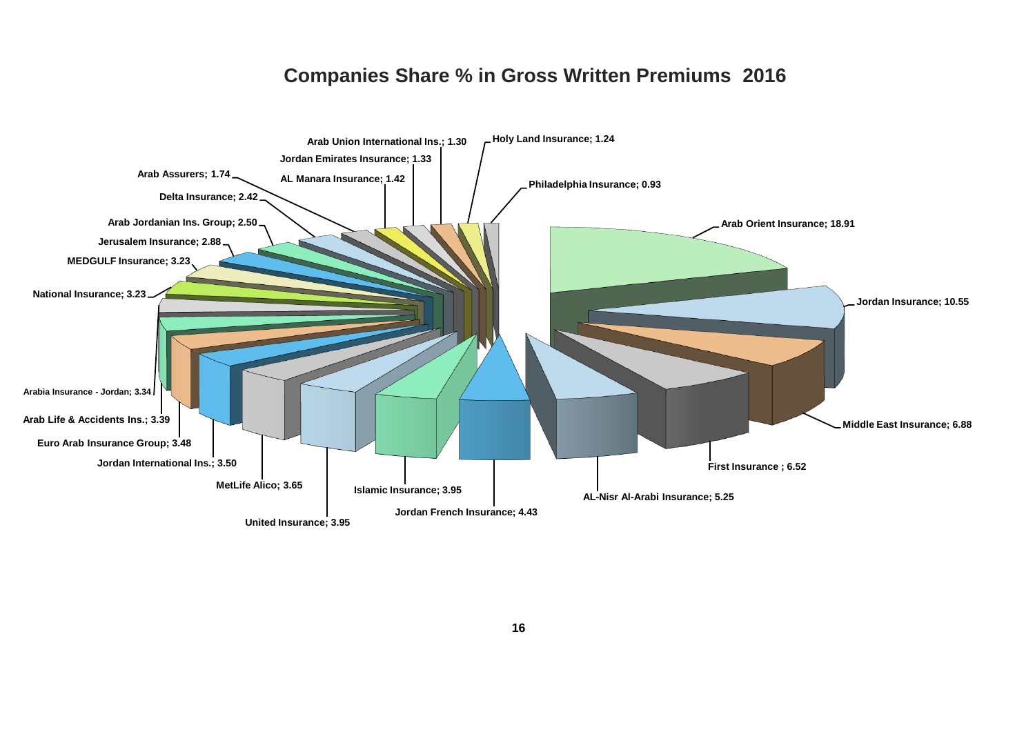# Companies Share % in Gross Written Premiums 2016

Arab Orient Insurance; 18.91

Jordan Insurance; 10.55

Middle East Insurance; 6.88

First Insurance ; 6.52

AL-Nisr Al-Arabi Insurance; 5.25

Jordan French Insurance; 4.43

Islamic Insurance; 3.95

United Insurance; 3.95

MetLife Alico; 3.65

Jordan International Ins.; 3.50

Euro Arab Insurance Group; 3.48

Arab Life & Accidents Ins.; 3.39

Arabia Insurance - Jordan; 3.34

National Insurance; 3.23

MEDGULF Insurance; 3.23

Jerusalem Insurance; 2.88

Arab Jordanian Ins. Group; 2.50

Delta Insurance; 2.42

Arab Assurers; 1.74

AL Manara Insurance; 1.42

Jordan Emirates Insurance; 1.33

Arab Union International Ins.; 1.30

Holy Land Insurance; 1.24

Philadelphia Insurance; 0.93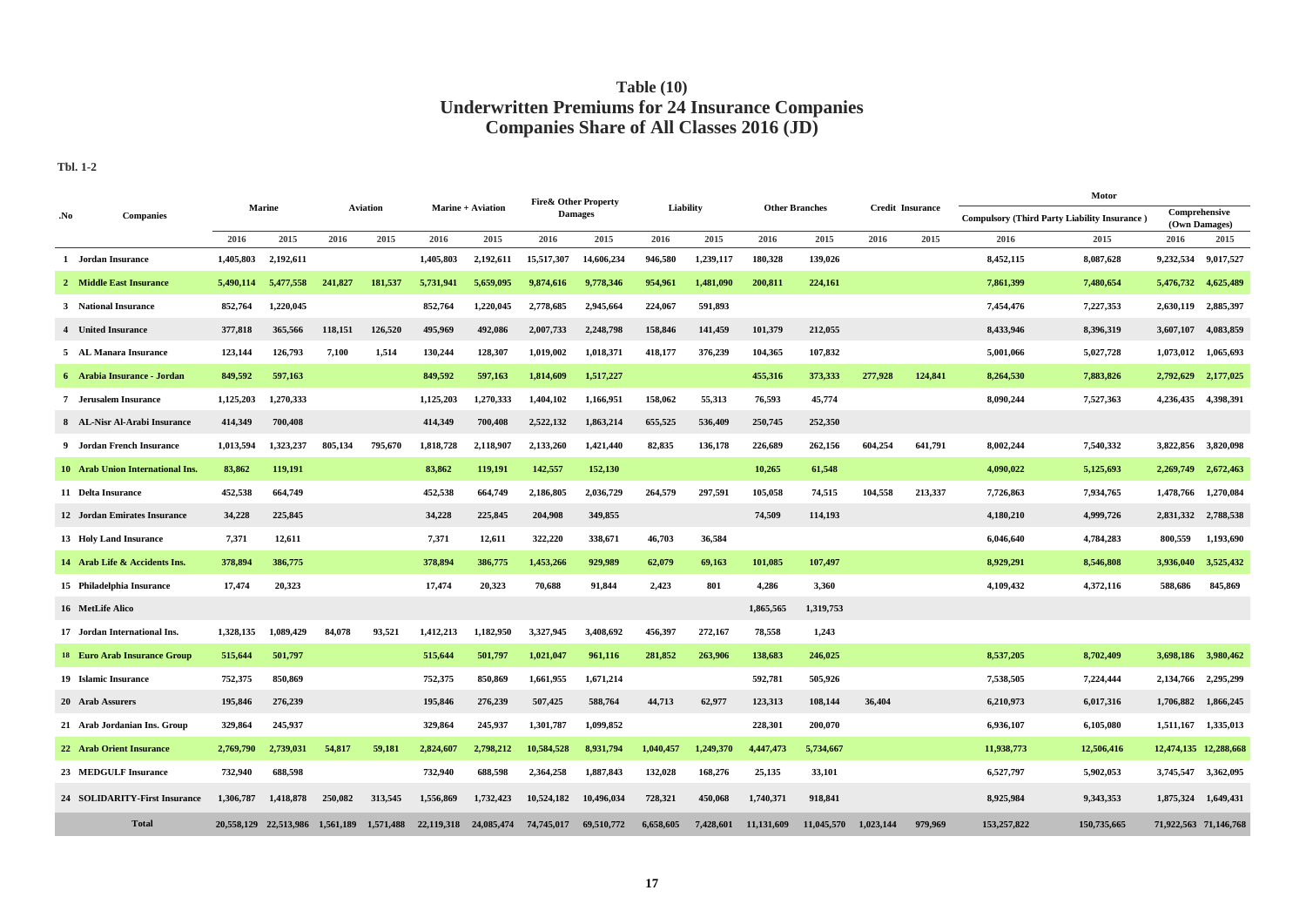# Table (10)
## Underwritten Premiums for 24 Insurance Companies
## Companies Share of All Classes 2016 (JD)

**Tbl. 1-2**

| .No | Companies | Marine | | Aviation | | Marine + Aviation | | Fire& Other Property Damages | | Liability | | Other Branches | | Credit Insurance | | Motor | | | |
|---|---|---|---|---|---|---|---|---|---|---|---|---|---|---|---|---|---|---|---|
| | | | | | | | | | | | | | | | | Compulsory (Third Party Liability Insurance ) | | Comprehensive (Own Damages) | |
| | | 2016 | 2015 | 2016 | 2015 | 2016 | 2015 | 2016 | 2015 | 2016 | 2015 | 2016 | 2015 | 2016 | 2015 | 2016 | 2015 | 2016 | 2015 |
| 1 | Jordan Insurance | 1,405,803 | 2,192,611 | | | 1,405,803 | 2,192,611 | 15,517,307 | 14,606,234 | 946,580 | 1,239,117 | 180,328 | 139,026 | | | 8,452,115 | 8,087,628 | 9,232,534 | 9,017,527 |
| 2 | Middle East Insurance | 5,490,114 | 5,477,558 | 241,827 | 181,537 | 5,731,941 | 5,659,095 | 9,874,616 | 9,778,346 | 954,961 | 1,481,090 | 200,811 | 224,161 | | | 7,861,399 | 7,480,654 | 5,476,732 | 4,625,489 |
| 3 | National Insurance | 852,764 | 1,220,045 | | | 852,764 | 1,220,045 | 2,778,685 | 2,945,664 | 224,067 | 591,893 | | | | | 7,454,476 | 7,227,353 | 2,630,119 | 2,885,397 |
| 4 | United Insurance | 377,818 | 365,566 | 118,151 | 126,520 | 495,969 | 492,086 | 2,007,733 | 2,248,798 | 158,846 | 141,459 | 101,379 | 212,055 | | | 8,433,946 | 8,396,319 | 3,607,107 | 4,083,859 |
| 5 | AL Manara Insurance | 123,144 | 126,793 | 7,100 | 1,514 | 130,244 | 128,307 | 1,019,002 | 1,018,371 | 418,177 | 376,239 | 104,365 | 107,832 | | | 5,001,066 | 5,027,728 | 1,073,012 | 1,065,693 |
| 6 | Arabia Insurance - Jordan | 849,592 | 597,163 | | | 849,592 | 597,163 | 1,814,609 | 1,517,227 | | | 455,316 | 373,333 | 277,928 | 124,841 | 8,264,530 | 7,883,826 | 2,792,629 | 2,177,025 |
| 7 | Jerusalem Insurance | 1,125,203 | 1,270,333 | | | 1,125,203 | 1,270,333 | 1,404,102 | 1,166,951 | 158,062 | 55,313 | 76,593 | 45,774 | | | 8,090,244 | 7,527,363 | 4,236,435 | 4,398,391 |
| 8 | AL-Nisr Al-Arabi Insurance | 414,349 | 700,408 | | | 414,349 | 700,408 | 2,522,132 | 1,863,214 | 655,525 | 536,409 | 250,745 | 252,350 | | | | | | |
| 9 | Jordan French Insurance | 1,013,594 | 1,323,237 | 805,134 | 795,670 | 1,818,728 | 2,118,907 | 2,133,260 | 1,421,440 | 82,835 | 136,178 | 226,689 | 262,156 | 604,254 | 641,791 | 8,002,244 | 7,540,332 | 3,822,856 | 3,820,098 |
| 10 | Arab Union International Ins. | 83,862 | 119,191 | | | 83,862 | 119,191 | 142,557 | 152,130 | | | 10,265 | 61,548 | | | 4,090,022 | 5,125,693 | 2,269,749 | 2,672,463 |
| 11 | Delta Insurance | 452,538 | 664,749 | | | 452,538 | 664,749 | 2,186,805 | 2,036,729 | 264,579 | 297,591 | 105,058 | 74,515 | 104,558 | 213,337 | 7,726,863 | 7,934,765 | 1,478,766 | 1,270,084 |
| 12 | Jordan Emirates Insurance | 34,228 | 225,845 | | | 34,228 | 225,845 | 204,908 | 349,855 | | | 74,509 | 114,193 | | | 4,180,210 | 4,999,726 | 2,831,332 | 2,788,538 |
| 13 | Holy Land Insurance | 7,371 | 12,611 | | | 7,371 | 12,611 | 322,220 | 338,671 | 46,703 | 36,584 | | | | | 6,046,640 | 4,784,283 | 800,559 | 1,193,690 |
| 14 | Arab Life & Accidents Ins. | 378,894 | 386,775 | | | 378,894 | 386,775 | 1,453,266 | 929,989 | 62,079 | 69,163 | 101,085 | 107,497 | | | 8,929,291 | 8,546,808 | 3,936,040 | 3,525,432 |
| 15 | Philadelphia Insurance | 17,474 | 20,323 | | | 17,474 | 20,323 | 70,688 | 91,844 | 2,423 | 801 | 4,286 | 3,360 | | | 4,109,432 | 4,372,116 | 588,686 | 845,869 |
| 16 | MetLife Alico | | | | | | | | | | | 1,865,565 | 1,319,753 | | | | | | |
| 17 | Jordan International Ins. | 1,328,135 | 1,089,429 | 84,078 | 93,521 | 1,412,213 | 1,182,950 | 3,327,945 | 3,408,692 | 456,397 | 272,167 | 78,558 | 1,243 | | | | | | |
| 18 | Euro Arab Insurance Group | 515,644 | 501,797 | | | 515,644 | 501,797 | 1,021,047 | 961,116 | 281,852 | 263,906 | 138,683 | 246,025 | | | 8,537,205 | 8,702,409 | 3,698,186 | 3,980,462 |
| 19 | Islamic Insurance | 752,375 | 850,869 | | | 752,375 | 850,869 | 1,661,955 | 1,671,214 | | | 592,781 | 505,926 | | | 7,538,505 | 7,224,444 | 2,134,766 | 2,295,299 |
| 20 | Arab Assurers | 195,846 | 276,239 | | | 195,846 | 276,239 | 507,425 | 588,764 | 44,713 | 62,977 | 123,313 | 108,144 | 36,404 | | 6,210,973 | 6,017,316 | 1,706,882 | 1,866,245 |
| 21 | Arab Jordanian Ins. Group | 329,864 | 245,937 | | | 329,864 | 245,937 | 1,301,787 | 1,099,852 | | | 228,301 | 200,070 | | | 6,936,107 | 6,105,080 | 1,511,167 | 1,335,013 |
| 22 | Arab Orient Insurance | 2,769,790 | 2,739,031 | 54,817 | 59,181 | 2,824,607 | 2,798,212 | 10,584,528 | 8,931,794 | 1,040,457 | 1,249,370 | 4,447,473 | 5,734,667 | | | 11,938,773 | 12,506,416 | 12,474,135 | 12,288,668 |
| 23 | MEDGULF Insurance | 732,940 | 688,598 | | | 732,940 | 688,598 | 2,364,258 | 1,887,843 | 132,028 | 168,276 | 25,135 | 33,101 | | | 6,527,797 | 5,902,053 | 3,745,547 | 3,362,095 |
| 24 | SOLIDARITY-First Insurance | 1,306,787 | 1,418,878 | 250,082 | 313,545 | 1,556,869 | 1,732,423 | 10,524,182 | 10,496,034 | 728,321 | 450,068 | 1,740,371 | 918,841 | | | 8,925,984 | 9,343,353 | 1,875,324 | 1,649,431 |
| | **Total** | 20,558,129 | 22,513,986 | 1,561,189 | 1,571,488 | 22,119,318 | 24,085,474 | 74,745,017 | 69,510,772 | 6,658,605 | 7,428,601 | 11,131,609 | 11,045,570 | 1,023,144 | 979,969 | 153,257,822 | 150,735,665 | 71,922,563 | 71,146,768 |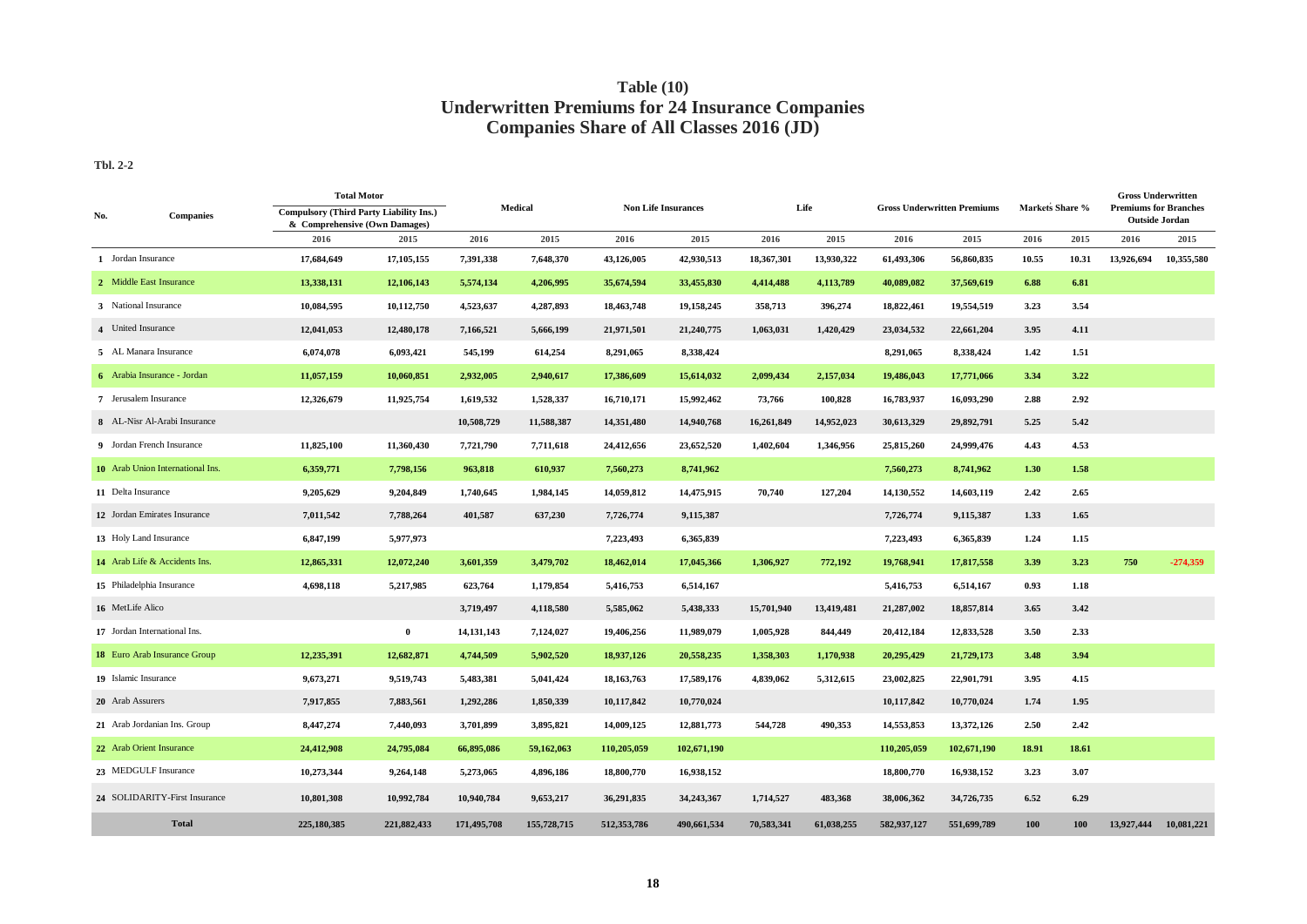# Table (10)
## Underwritten Premiums for 24 Insurance Companies
## Companies Share of All Classes 2016 (JD)

**Tbl. 2-2**

| No. | Companies | Total Motor Compulsory (Third Party Liability Ins.) & Comprehensive (Own Damages) | | Medical | | Non Life Insurances | | Life | | Gross Underwritten Premiums | | Market's Share % | | Gross Underwritten Premiums for Branches Outside Jordan | |
|---|---|---|---|---|---|---|---|---|---|---|---|---|---|---|---|
| | | 2016 | 2015 | 2016 | 2015 | 2016 | 2015 | 2016 | 2015 | 2016 | 2015 | 2016 | 2015 | 2016 | 2015 |
| 1 | Jordan Insurance | 17,684,649 | 17,105,155 | 7,391,338 | 7,648,370 | 43,126,005 | 42,930,513 | 18,367,301 | 13,930,322 | 61,493,306 | 56,860,835 | 10.55 | 10.31 | 13,926,694 | 10,355,580 |
| 2 | Middle East Insurance | 13,338,131 | 12,106,143 | 5,574,134 | 4,206,995 | 35,674,594 | 33,455,830 | 4,414,488 | 4,113,789 | 40,089,082 | 37,569,619 | 6.88 | 6.81 | | |
| 3 | National Insurance | 10,084,595 | 10,112,750 | 4,523,637 | 4,287,893 | 18,463,748 | 19,158,245 | 358,713 | 396,274 | 18,822,461 | 19,554,519 | 3.23 | 3.54 | | |
| 4 | United Insurance | 12,041,053 | 12,480,178 | 7,166,521 | 5,666,199 | 21,971,501 | 21,240,775 | 1,063,031 | 1,420,429 | 23,034,532 | 22,661,204 | 3.95 | 4.11 | | |
| 5 | AL Manara Insurance | 6,074,078 | 6,093,421 | 545,199 | 614,254 | 8,291,065 | 8,338,424 | | | 8,291,065 | 8,338,424 | 1.42 | 1.51 | | |
| 6 | Arabia Insurance - Jordan | 11,057,159 | 10,060,851 | 2,932,005 | 2,940,617 | 17,386,609 | 15,614,032 | 2,099,434 | 2,157,034 | 19,486,043 | 17,771,066 | 3.34 | 3.22 | | |
| 7 | Jerusalem Insurance | 12,326,679 | 11,925,754 | 1,619,532 | 1,528,337 | 16,710,171 | 15,992,462 | 73,766 | 100,828 | 16,783,937 | 16,093,290 | 2.88 | 2.92 | | |
| 8 | AL-Nisr Al-Arabi Insurance | | | 10,508,729 | 11,588,387 | 14,351,480 | 14,940,768 | 16,261,849 | 14,952,023 | 30,613,329 | 29,892,791 | 5.25 | 5.42 | | |
| 9 | Jordan French Insurance | 11,825,100 | 11,360,430 | 7,721,790 | 7,711,618 | 24,412,656 | 23,652,520 | 1,402,604 | 1,346,956 | 25,815,260 | 24,999,476 | 4.43 | 4.53 | | |
| 10 | Arab Union International Ins. | 6,359,771 | 7,798,156 | 963,818 | 610,937 | 7,560,273 | 8,741,962 | | | 7,560,273 | 8,741,962 | 1.30 | 1.58 | | |
| 11 | Delta Insurance | 9,205,629 | 9,204,849 | 1,740,645 | 1,984,145 | 14,059,812 | 14,475,915 | 70,740 | 127,204 | 14,130,552 | 14,603,119 | 2.42 | 2.65 | | |
| 12 | Jordan Emirates Insurance | 7,011,542 | 7,788,264 | 401,587 | 637,230 | 7,726,774 | 9,115,387 | | | 7,726,774 | 9,115,387 | 1.33 | 1.65 | | |
| 13 | Holy Land Insurance | 6,847,199 | 5,977,973 | | | 7,223,493 | 6,365,839 | | | 7,223,493 | 6,365,839 | 1.24 | 1.15 | | |
| 14 | Arab Life & Accidents Ins. | 12,865,331 | 12,072,240 | 3,601,359 | 3,479,702 | 18,462,014 | 17,045,366 | 1,306,927 | 772,192 | 19,768,941 | 17,817,558 | 3.39 | 3.23 | 750 | -274,359 |
| 15 | Philadelphia Insurance | 4,698,118 | 5,217,985 | 623,764 | 1,179,854 | 5,416,753 | 6,514,167 | | | 5,416,753 | 6,514,167 | 0.93 | 1.18 | | |
| 16 | MetLife Alico | | | 3,719,497 | 4,118,580 | 5,585,062 | 5,438,333 | 15,701,940 | 13,419,481 | 21,287,002 | 18,857,814 | 3.65 | 3.42 | | |
| 17 | Jordan International Ins. | | 0 | 14,131,143 | 7,124,027 | 19,406,256 | 11,989,079 | 1,005,928 | 844,449 | 20,412,184 | 12,833,528 | 3.50 | 2.33 | | |
| 18 | Euro Arab Insurance Group | 12,235,391 | 12,682,871 | 4,744,509 | 5,902,520 | 18,937,126 | 20,558,235 | 1,358,303 | 1,170,938 | 20,295,429 | 21,729,173 | 3.48 | 3.94 | | |
| 19 | Islamic Insurance | 9,673,271 | 9,519,743 | 5,483,381 | 5,041,424 | 18,163,763 | 17,589,176 | 4,839,062 | 5,312,615 | 23,002,825 | 22,901,791 | 3.95 | 4.15 | | |
| 20 | Arab Assurers | 7,917,855 | 7,883,561 | 1,292,286 | 1,850,339 | 10,117,842 | 10,770,024 | | | 10,117,842 | 10,770,024 | 1.74 | 1.95 | | |
| 21 | Arab Jordanian Ins. Group | 8,447,274 | 7,440,093 | 3,701,899 | 3,895,821 | 14,009,125 | 12,881,773 | 544,728 | 490,353 | 14,553,853 | 13,372,126 | 2.50 | 2.42 | | |
| 22 | Arab Orient Insurance | 24,412,908 | 24,795,084 | 66,895,086 | 59,162,063 | 110,205,059 | 102,671,190 | | | 110,205,059 | 102,671,190 | 18.91 | 18.61 | | |
| 23 | MEDGULF Insurance | 10,273,344 | 9,264,148 | 5,273,065 | 4,896,186 | 18,800,770 | 16,938,152 | | | 18,800,770 | 16,938,152 | 3.23 | 3.07 | | |
| 24 | SOLIDARITY-First Insurance | 10,801,308 | 10,992,784 | 10,940,784 | 9,653,217 | 36,291,835 | 34,243,367 | 1,714,527 | 483,368 | 38,006,362 | 34,726,735 | 6.52 | 6.29 | | |
| | **Total** | 225,180,385 | 221,882,433 | 171,495,708 | 155,728,715 | 512,353,786 | 490,661,534 | 70,583,341 | 61,038,255 | 582,937,127 | 551,699,789 | 100 | 100 | 13,927,444 | 10,081,221 |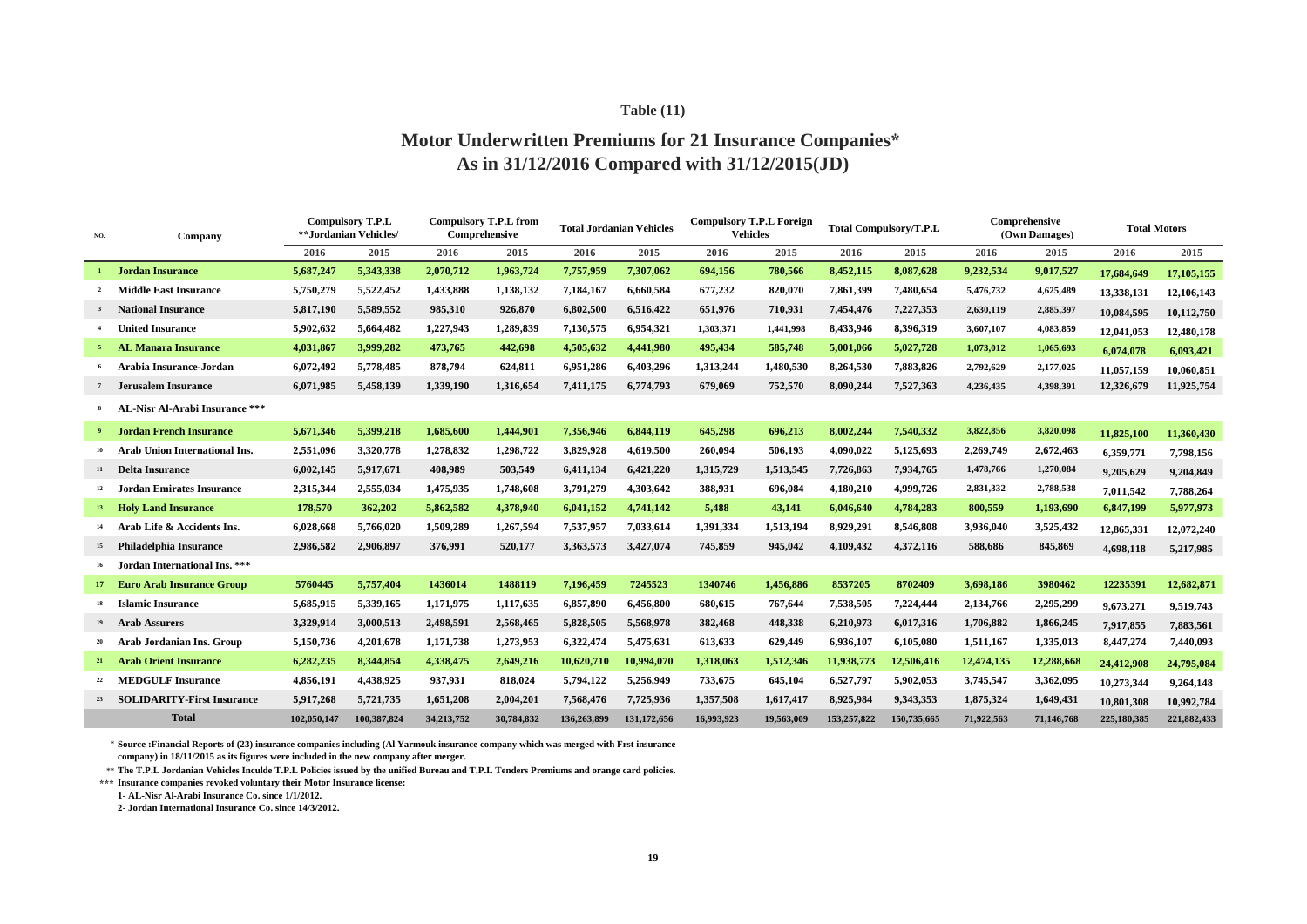### Table (11)

## Motor Underwritten Premiums for 21 Insurance Companies*
## As in 31/12/2016 Compared with 31/12/2015(JD)

| NO. | Company | Compulsory T.P.L **Jordanian Vehicles/ | | Compulsory T.P.L from Comprehensive | | Total Jordanian Vehicles | | Compulsory T.P.L Foreign Vehicles | | Total Compulsory/T.P.L | | Comprehensive (Own Damages) | | Total Motors | |
|---|---|---|---|---|---|---|---|---|---|---|---|---|---|---|---|
| | | 2016 | 2015 | 2016 | 2015 | 2016 | 2015 | 2016 | 2015 | 2016 | 2015 | 2016 | 2015 | 2016 | 2015 |
| 1 | Jordan Insurance | 5,687,247 | 5,343,338 | 2,070,712 | 1,963,724 | 7,757,959 | 7,307,062 | 694,156 | 780,566 | 8,452,115 | 8,087,628 | 9,232,534 | 9,017,527 | 17,684,649 | 17,105,155 |
| 2 | Middle East Insurance | 5,750,279 | 5,522,452 | 1,433,888 | 1,138,132 | 7,184,167 | 6,660,584 | 677,232 | 820,070 | 7,861,399 | 7,480,654 | 5,476,732 | 4,625,489 | 13,338,131 | 12,106,143 |
| 3 | National Insurance | 5,817,190 | 5,589,552 | 985,310 | 926,870 | 6,802,500 | 6,516,422 | 651,976 | 710,931 | 7,454,476 | 7,227,353 | 2,630,119 | 2,885,397 | 10,084,595 | 10,112,750 |
| 4 | United Insurance | 5,902,632 | 5,664,482 | 1,227,943 | 1,289,839 | 7,130,575 | 6,954,321 | 1,303,371 | 1,441,998 | 8,433,946 | 8,396,319 | 3,607,107 | 4,083,859 | 12,041,053 | 12,480,178 |
| 5 | AL Manara Insurance | 4,031,867 | 3,999,282 | 473,765 | 442,698 | 4,505,632 | 4,441,980 | 495,434 | 585,748 | 5,001,066 | 5,027,728 | 1,073,012 | 1,065,693 | 6,074,078 | 6,093,421 |
| 6 | Arabia Insurance-Jordan | 6,072,492 | 5,778,485 | 878,794 | 624,811 | 6,951,286 | 6,403,296 | 1,313,244 | 1,480,530 | 8,264,530 | 7,883,826 | 2,792,629 | 2,177,025 | 11,057,159 | 10,060,851 |
| 7 | Jerusalem Insurance | 6,071,985 | 5,458,139 | 1,339,190 | 1,316,654 | 7,411,175 | 6,774,793 | 679,069 | 752,570 | 8,090,244 | 7,527,363 | 4,236,435 | 4,398,391 | 12,326,679 | 11,925,754 |
| 8 | AL-Nisr Al-Arabi Insurance *** | | | | | | | | | | | | | | |
| 9 | Jordan French Insurance | 5,671,346 | 5,399,218 | 1,685,600 | 1,444,901 | 7,356,946 | 6,844,119 | 645,298 | 696,213 | 8,002,244 | 7,540,332 | 3,822,856 | 3,820,098 | 11,825,100 | 11,360,430 |
| 10 | Arab Union International Ins. | 2,551,096 | 3,320,778 | 1,278,832 | 1,298,722 | 3,829,928 | 4,619,500 | 260,094 | 506,193 | 4,090,022 | 5,125,693 | 2,269,749 | 2,672,463 | 6,359,771 | 7,798,156 |
| 11 | Delta Insurance | 6,002,145 | 5,917,671 | 408,989 | 503,549 | 6,411,134 | 6,421,220 | 1,315,729 | 1,513,545 | 7,726,863 | 7,934,765 | 1,478,766 | 1,270,084 | 9,205,629 | 9,204,849 |
| 12 | Jordan Emirates Insurance | 2,315,344 | 2,555,034 | 1,475,935 | 1,748,608 | 3,791,279 | 4,303,642 | 388,931 | 696,084 | 4,180,210 | 4,999,726 | 2,831,332 | 2,788,538 | 7,011,542 | 7,788,264 |
| 13 | Holy Land Insurance | 178,570 | 362,202 | 5,862,582 | 4,378,940 | 6,041,152 | 4,741,142 | 5,488 | 43,141 | 6,046,640 | 4,784,283 | 800,559 | 1,193,690 | 6,847,199 | 5,977,973 |
| 14 | Arab Life & Accidents Ins. | 6,028,668 | 5,766,020 | 1,509,289 | 1,267,594 | 7,537,957 | 7,033,614 | 1,391,334 | 1,513,194 | 8,929,291 | 8,546,808 | 3,936,040 | 3,525,432 | 12,865,331 | 12,072,240 |
| 15 | Philadelphia Insurance | 2,986,582 | 2,906,897 | 376,991 | 520,177 | 3,363,573 | 3,427,074 | 745,859 | 945,042 | 4,109,432 | 4,372,116 | 588,686 | 845,869 | 4,698,118 | 5,217,985 |
| 16 | Jordan International Ins. *** | | | | | | | | | | | | | | |
| 17 | Euro Arab Insurance Group | 5760445 | 5,757,404 | 1436014 | 1488119 | 7,196,459 | 7245523 | 1340746 | 1,456,886 | 8537205 | 8702409 | 3,698,186 | 3980462 | 12235391 | 12,682,871 |
| 18 | Islamic Insurance | 5,685,915 | 5,339,165 | 1,171,975 | 1,117,635 | 6,857,890 | 6,456,800 | 680,615 | 767,644 | 7,538,505 | 7,224,444 | 2,134,766 | 2,295,299 | 9,673,271 | 9,519,743 |
| 19 | Arab Assurers | 3,329,914 | 3,000,513 | 2,498,591 | 2,568,465 | 5,828,505 | 5,568,978 | 382,468 | 448,338 | 6,210,973 | 6,017,316 | 1,706,882 | 1,866,245 | 7,917,855 | 7,883,561 |
| 20 | Arab Jordanian Ins. Group | 5,150,736 | 4,201,678 | 1,171,738 | 1,273,953 | 6,322,474 | 5,475,631 | 613,633 | 629,449 | 6,936,107 | 6,105,080 | 1,511,167 | 1,335,013 | 8,447,274 | 7,440,093 |
| 21 | Arab Orient Insurance | 6,282,235 | 8,344,854 | 4,338,475 | 2,649,216 | 10,620,710 | 10,994,070 | 1,318,063 | 1,512,346 | 11,938,773 | 12,506,416 | 12,474,135 | 12,288,668 | 24,412,908 | 24,795,084 |
| 22 | MEDGULF Insurance | 4,856,191 | 4,438,925 | 937,931 | 818,024 | 5,794,122 | 5,256,949 | 733,675 | 645,104 | 6,527,797 | 5,902,053 | 3,745,547 | 3,362,095 | 10,273,344 | 9,264,148 |
| 23 | SOLIDARITY-First Insurance | 5,917,268 | 5,721,735 | 1,651,208 | 2,004,201 | 7,568,476 | 7,725,936 | 1,357,508 | 1,617,417 | 8,925,984 | 9,343,353 | 1,875,324 | 1,649,431 | 10,801,308 | 10,992,784 |
| | Total | 102,050,147 | 100,387,824 | 34,213,752 | 30,784,832 | 136,263,899 | 131,172,656 | 16,993,923 | 19,563,009 | 153,257,822 | 150,735,665 | 71,922,563 | 71,146,768 | 225,180,385 | 221,882,433 |

\* Source :Financial Reports of (23) insurance companies including (Al Yarmouk insurance company which was merged with Frst insurance company) in 18/11/2015 as its figures were included in the new company after merger.

** The T.P.L Jordanian Vehicles Inculde T.P.L Policies issued by the unified Bureau and T.P.L Tenders Premiums and orange card policies.

*** Insurance companies revoked voluntary their Motor Insurance license:

1- AL-Nisr Al-Arabi Insurance Co. since 1/1/2012.

2- Jordan International Insurance Co. since 14/3/2012.